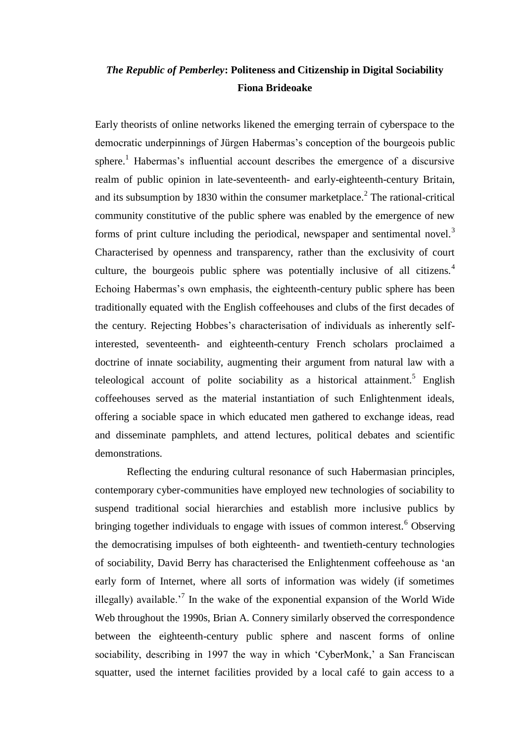# *The Republic of Pemberley*: Politeness and Citizenship in Digital Sociability

**Fiona Brideoake**

Early theorists of online networks likened the emerging terrain of cyberspace to the democratic underpinnings of Jürgen Habermas's conception of the bourgeois public sphere.[1] Habermas's influential account describes the emergence of a discursive realm of public opinion in late-seventeenth- and early-eighteenth-century Britain, and its subsumption by 1830 within the consumer marketplace.[2] The rational-critical community constitutive of the public sphere was enabled by the emergence of new forms of print culture including the periodical, newspaper and sentimental novel.[3] Characterised by openness and transparency, rather than the exclusivity of court culture, the bourgeois public sphere was potentially inclusive of all citizens.[4] Echoing Habermas's own emphasis, the eighteenth-century public sphere has been traditionally equated with the English coffeehouses and clubs of the first decades of the century. Rejecting Hobbes's characterisation of individuals as inherently self-interested, seventeenth- and eighteenth-century French scholars proclaimed a doctrine of innate sociability, augmenting their argument from natural law with a teleological account of polite sociability as a historical attainment.[5] English coffeehouses served as the material instantiation of such Enlightenment ideals, offering a sociable space in which educated men gathered to exchange ideas, read and disseminate pamphlets, and attend lectures, political debates and scientific demonstrations.

Reflecting the enduring cultural resonance of such Habermasian principles, contemporary cyber-communities have employed new technologies of sociability to suspend traditional social hierarchies and establish more inclusive publics by bringing together individuals to engage with issues of common interest.[6] Observing the democratising impulses of both eighteenth- and twentieth-century technologies of sociability, David Berry has characterised the Enlightenment coffeehouse as 'an early form of Internet, where all sorts of information was widely (if sometimes illegally) available.'[7] In the wake of the exponential expansion of the World Wide Web throughout the 1990s, Brian A. Connery similarly observed the correspondence between the eighteenth-century public sphere and nascent forms of online sociability, describing in 1997 the way in which 'CyberMonk,' a San Franciscan squatter, used the internet facilities provided by a local café to gain access to a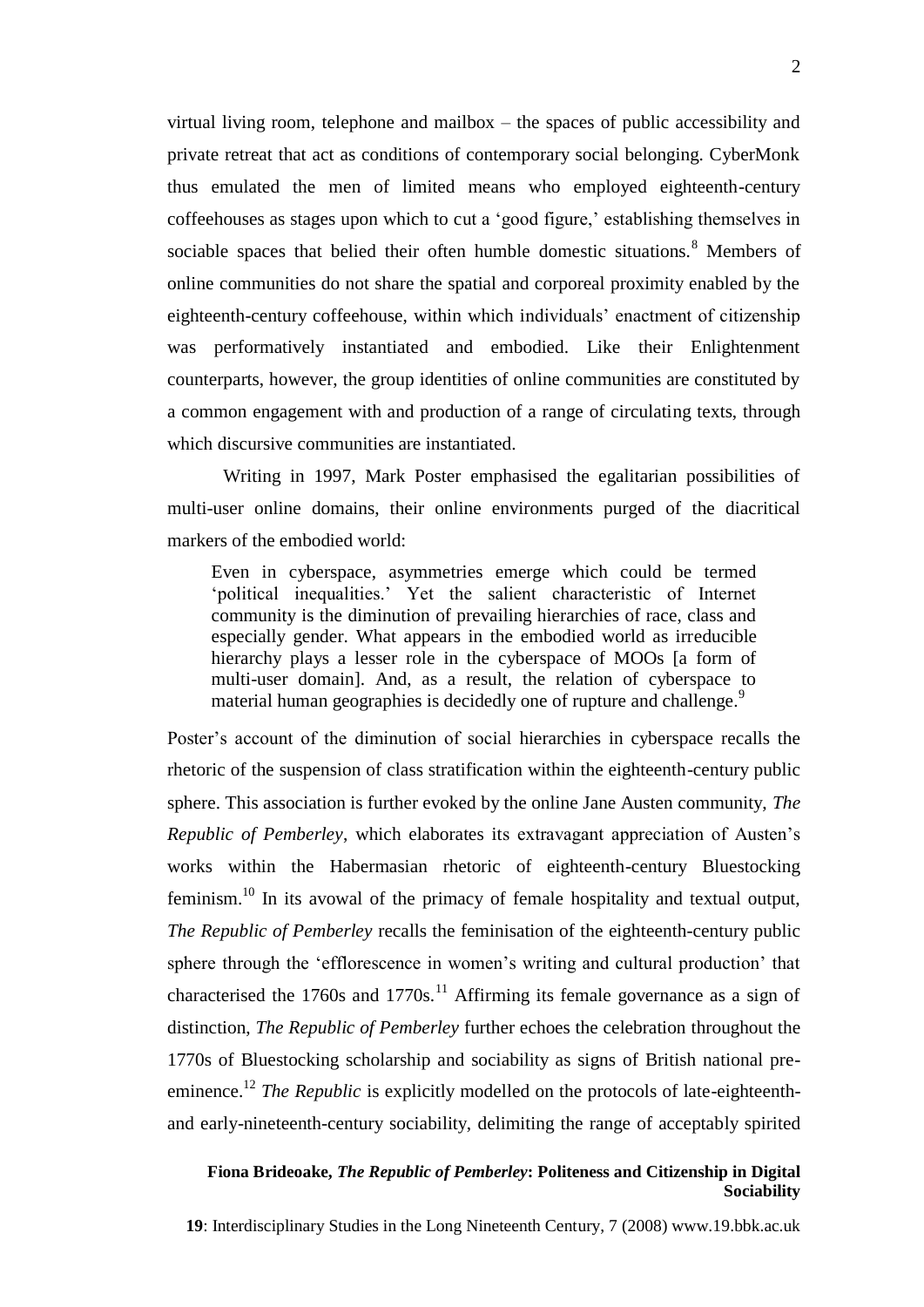virtual living room, telephone and mailbox – the spaces of public accessibility and private retreat that act as conditions of contemporary social belonging. CyberMonk thus emulated the men of limited means who employed eighteenth-century coffeehouses as stages upon which to cut a 'good figure,' establishing themselves in sociable spaces that belied their often humble domestic situations.[8] Members of online communities do not share the spatial and corporeal proximity enabled by the eighteenth-century coffeehouse, within which individuals' enactment of citizenship was performatively instantiated and embodied. Like their Enlightenment counterparts, however, the group identities of online communities are constituted by a common engagement with and production of a range of circulating texts, through which discursive communities are instantiated.

Writing in 1997, Mark Poster emphasised the egalitarian possibilities of multi-user online domains, their online environments purged of the diacritical markers of the embodied world:

> Even in cyberspace, asymmetries emerge which could be termed 'political inequalities.' Yet the salient characteristic of Internet community is the diminution of prevailing hierarchies of race, class and especially gender. What appears in the embodied world as irreducible hierarchy plays a lesser role in the cyberspace of MOOs [a form of multi-user domain]. And, as a result, the relation of cyberspace to material human geographies is decidedly one of rupture and challenge.[9]

Poster's account of the diminution of social hierarchies in cyberspace recalls the rhetoric of the suspension of class stratification within the eighteenth-century public sphere. This association is further evoked by the online Jane Austen community, *The Republic of Pemberley*, which elaborates its extravagant appreciation of Austen's works within the Habermasian rhetoric of eighteenth-century Bluestocking feminism.[10] In its avowal of the primacy of female hospitality and textual output, *The Republic of Pemberley* recalls the feminisation of the eighteenth-century public sphere through the 'efflorescence in women's writing and cultural production' that characterised the 1760s and 1770s.[11] Affirming its female governance as a sign of distinction, *The Republic of Pemberley* further echoes the celebration throughout the 1770s of Bluestocking scholarship and sociability as signs of British national pre-eminence.[12] *The Republic* is explicitly modelled on the protocols of late-eighteenth- and early-nineteenth-century sociability, delimiting the range of acceptably spirited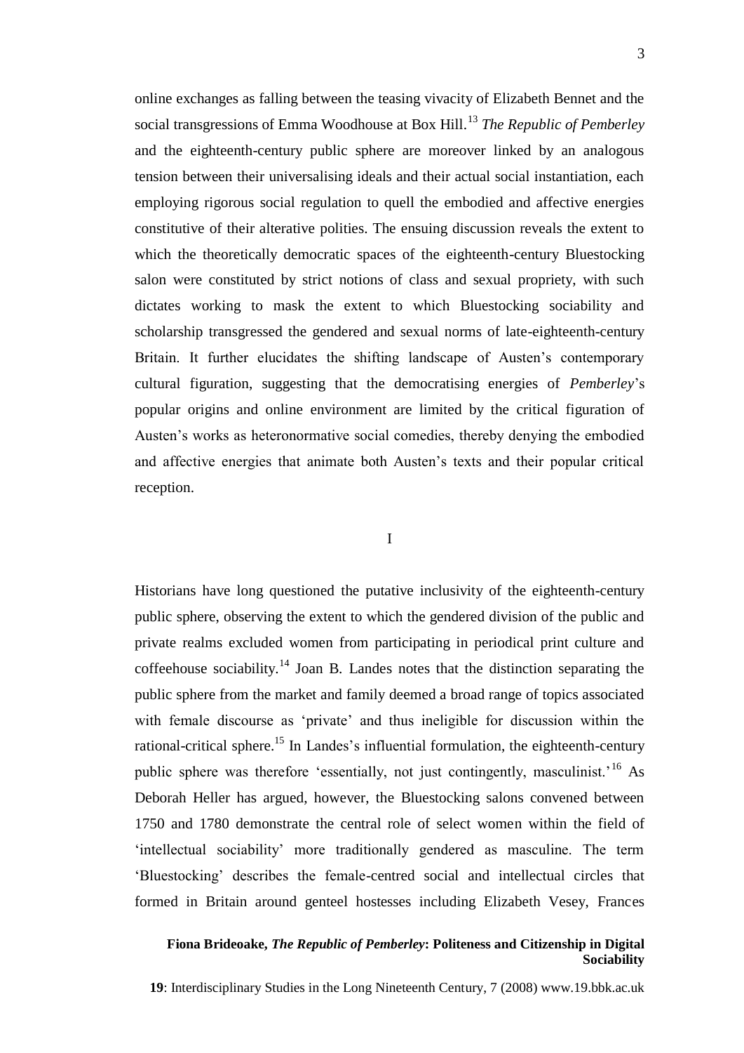online exchanges as falling between the teasing vivacity of Elizabeth Bennet and the social transgressions of Emma Woodhouse at Box Hill.[13] *The Republic of Pemberley* and the eighteenth-century public sphere are moreover linked by an analogous tension between their universalising ideals and their actual social instantiation, each employing rigorous social regulation to quell the embodied and affective energies constitutive of their alterative polities. The ensuing discussion reveals the extent to which the theoretically democratic spaces of the eighteenth-century Bluestocking salon were constituted by strict notions of class and sexual propriety, with such dictates working to mask the extent to which Bluestocking sociability and scholarship transgressed the gendered and sexual norms of late-eighteenth-century Britain. It further elucidates the shifting landscape of Austen's contemporary cultural figuration, suggesting that the democratising energies of *Pemberley*'s popular origins and online environment are limited by the critical figuration of Austen's works as heteronormative social comedies, thereby denying the embodied and affective energies that animate both Austen's texts and their popular critical reception.

## I

Historians have long questioned the putative inclusivity of the eighteenth-century public sphere, observing the extent to which the gendered division of the public and private realms excluded women from participating in periodical print culture and coffeehouse sociability.[14] Joan B. Landes notes that the distinction separating the public sphere from the market and family deemed a broad range of topics associated with female discourse as 'private' and thus ineligible for discussion within the rational-critical sphere.[15] In Landes's influential formulation, the eighteenth-century public sphere was therefore 'essentially, not just contingently, masculinist.'[16] As Deborah Heller has argued, however, the Bluestocking salons convened between 1750 and 1780 demonstrate the central role of select women within the field of 'intellectual sociability' more traditionally gendered as masculine. The term 'Bluestocking' describes the female-centred social and intellectual circles that formed in Britain around genteel hostesses including Elizabeth Vesey, Frances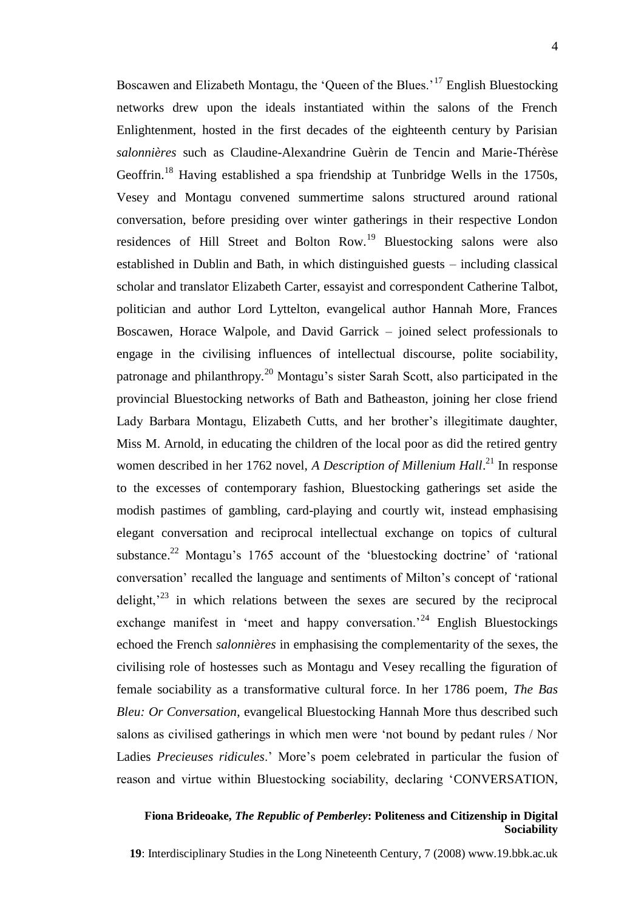Boscawen and Elizabeth Montagu, the 'Queen of the Blues.'[17] English Bluestocking networks drew upon the ideals instantiated within the salons of the French Enlightenment, hosted in the first decades of the eighteenth century by Parisian *salonnières* such as Claudine-Alexandrine Guèrin de Tencin and Marie-Thérèse Geoffrin.[18] Having established a spa friendship at Tunbridge Wells in the 1750s, Vesey and Montagu convened summertime salons structured around rational conversation, before presiding over winter gatherings in their respective London residences of Hill Street and Bolton Row.[19] Bluestocking salons were also established in Dublin and Bath, in which distinguished guests – including classical scholar and translator Elizabeth Carter, essayist and correspondent Catherine Talbot, politician and author Lord Lyttelton, evangelical author Hannah More, Frances Boscawen, Horace Walpole, and David Garrick – joined select professionals to engage in the civilising influences of intellectual discourse, polite sociability, patronage and philanthropy.[20] Montagu's sister Sarah Scott, also participated in the provincial Bluestocking networks of Bath and Batheaston, joining her close friend Lady Barbara Montagu, Elizabeth Cutts, and her brother's illegitimate daughter, Miss M. Arnold, in educating the children of the local poor as did the retired gentry women described in her 1762 novel, *A Description of Millenium Hall*.[21] In response to the excesses of contemporary fashion, Bluestocking gatherings set aside the modish pastimes of gambling, card-playing and courtly wit, instead emphasising elegant conversation and reciprocal intellectual exchange on topics of cultural substance.[22] Montagu's 1765 account of the 'bluestocking doctrine' of 'rational conversation' recalled the language and sentiments of Milton's concept of 'rational delight,'[23] in which relations between the sexes are secured by the reciprocal exchange manifest in 'meet and happy conversation.'[24] English Bluestockings echoed the French *salonnières* in emphasising the complementarity of the sexes, the civilising role of hostesses such as Montagu and Vesey recalling the figuration of female sociability as a transformative cultural force. In her 1786 poem, *The Bas Bleu: Or Conversation*, evangelical Bluestocking Hannah More thus described such salons as civilised gatherings in which men were 'not bound by pedant rules / Nor Ladies *Precieuses ridicules*.' More's poem celebrated in particular the fusion of reason and virtue within Bluestocking sociability, declaring 'CONVERSATION,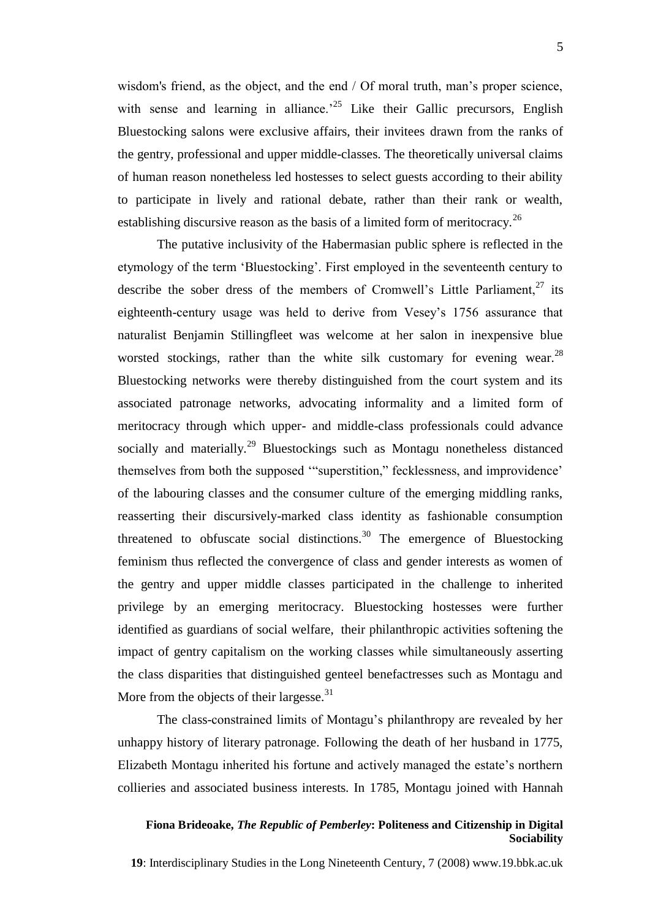wisdom's friend, as the object, and the end / Of moral truth, man's proper science, with sense and learning in alliance.'[25] Like their Gallic precursors, English Bluestocking salons were exclusive affairs, their invitees drawn from the ranks of the gentry, professional and upper middle-classes. The theoretically universal claims of human reason nonetheless led hostesses to select guests according to their ability to participate in lively and rational debate, rather than their rank or wealth, establishing discursive reason as the basis of a limited form of meritocracy.[26]

The putative inclusivity of the Habermasian public sphere is reflected in the etymology of the term 'Bluestocking'. First employed in the seventeenth century to describe the sober dress of the members of Cromwell's Little Parliament,[27] its eighteenth-century usage was held to derive from Vesey's 1756 assurance that naturalist Benjamin Stillingfleet was welcome at her salon in inexpensive blue worsted stockings, rather than the white silk customary for evening wear.[28] Bluestocking networks were thereby distinguished from the court system and its associated patronage networks, advocating informality and a limited form of meritocracy through which upper- and middle-class professionals could advance socially and materially.[29] Bluestockings such as Montagu nonetheless distanced themselves from both the supposed '"superstition," fecklessness, and improvidence' of the labouring classes and the consumer culture of the emerging middling ranks, reasserting their discursively-marked class identity as fashionable consumption threatened to obfuscate social distinctions.[30] The emergence of Bluestocking feminism thus reflected the convergence of class and gender interests as women of the gentry and upper middle classes participated in the challenge to inherited privilege by an emerging meritocracy. Bluestocking hostesses were further identified as guardians of social welfare, their philanthropic activities softening the impact of gentry capitalism on the working classes while simultaneously asserting the class disparities that distinguished genteel benefactresses such as Montagu and More from the objects of their largesse.[31]

The class-constrained limits of Montagu's philanthropy are revealed by her unhappy history of literary patronage. Following the death of her husband in 1775, Elizabeth Montagu inherited his fortune and actively managed the estate's northern collieries and associated business interests. In 1785, Montagu joined with Hannah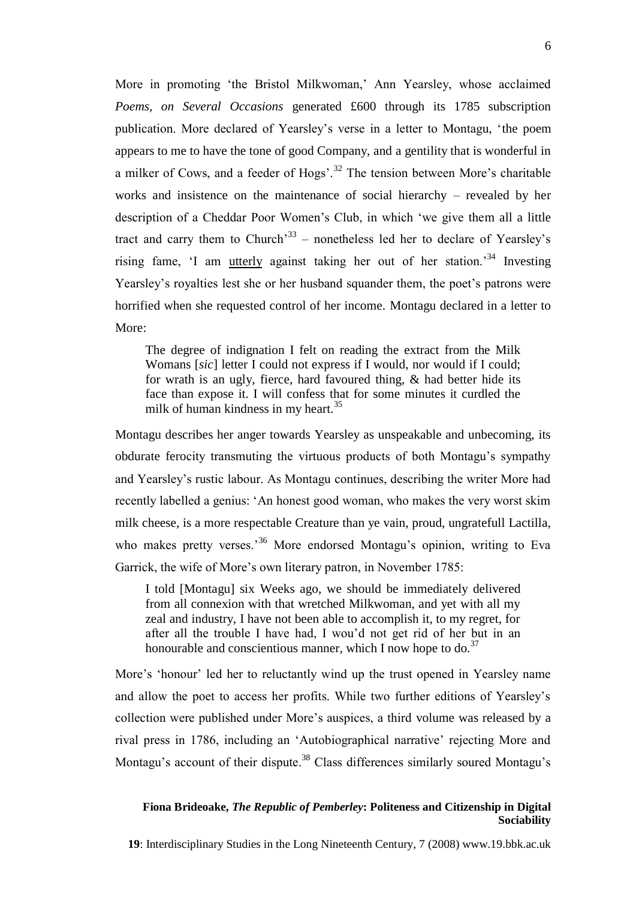More in promoting 'the Bristol Milkwoman,' Ann Yearsley, whose acclaimed *Poems, on Several Occasions* generated £600 through its 1785 subscription publication. More declared of Yearsley's verse in a letter to Montagu, 'the poem appears to me to have the tone of good Company, and a gentility that is wonderful in a milker of Cows, and a feeder of Hogs'.[32] The tension between More's charitable works and insistence on the maintenance of social hierarchy – revealed by her description of a Cheddar Poor Women's Club, in which 'we give them all a little tract and carry them to Church'[33] – nonetheless led her to declare of Yearsley's rising fame, 'I am <u>utterly</u> against taking her out of her station.'[34] Investing Yearsley's royalties lest she or her husband squander them, the poet's patrons were horrified when she requested control of her income. Montagu declared in a letter to More:

> The degree of indignation I felt on reading the extract from the Milk Womans [*sic*] letter I could not express if I would, nor would if I could; for wrath is an ugly, fierce, hard favoured thing, & had better hide its face than expose it. I will confess that for some minutes it curdled the milk of human kindness in my heart.[35]

Montagu describes her anger towards Yearsley as unspeakable and unbecoming, its obdurate ferocity transmuting the virtuous products of both Montagu's sympathy and Yearsley's rustic labour. As Montagu continues, describing the writer More had recently labelled a genius: 'An honest good woman, who makes the very worst skim milk cheese, is a more respectable Creature than ye vain, proud, ungratefull Lactilla, who makes pretty verses.'[36] More endorsed Montagu's opinion, writing to Eva Garrick, the wife of More's own literary patron, in November 1785:

> I told [Montagu] six Weeks ago, we should be immediately delivered from all connexion with that wretched Milkwoman, and yet with all my zeal and industry, I have not been able to accomplish it, to my regret, for after all the trouble I have had, I wou'd not get rid of her but in an honourable and conscientious manner, which I now hope to do.[37]

More's 'honour' led her to reluctantly wind up the trust opened in Yearsley name and allow the poet to access her profits. While two further editions of Yearsley's collection were published under More's auspices, a third volume was released by a rival press in 1786, including an 'Autobiographical narrative' rejecting More and Montagu's account of their dispute.[38] Class differences similarly soured Montagu's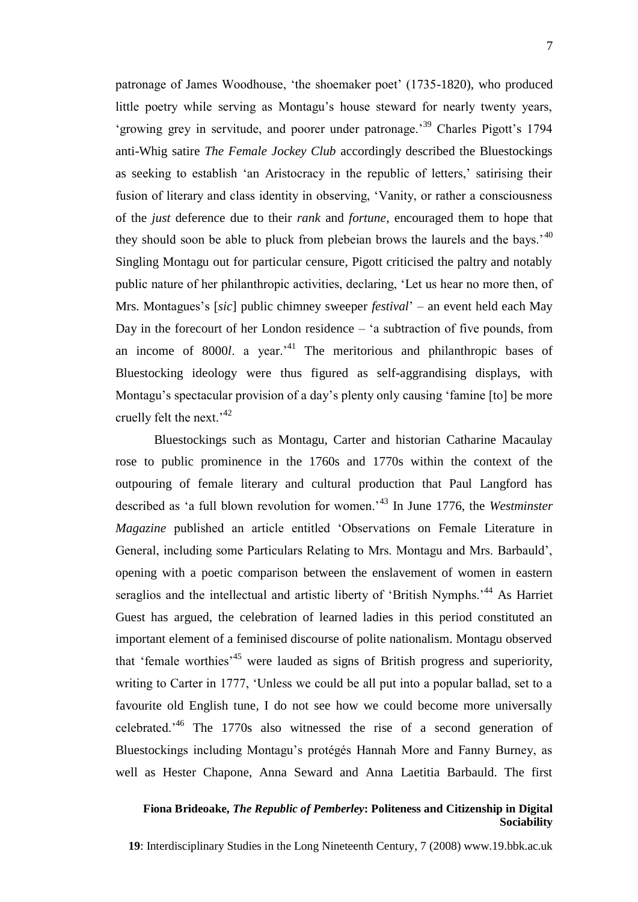patronage of James Woodhouse, 'the shoemaker poet' (1735-1820), who produced little poetry while serving as Montagu's house steward for nearly twenty years, 'growing grey in servitude, and poorer under patronage.'[39] Charles Pigott's 1794 anti-Whig satire *The Female Jockey Club* accordingly described the Bluestockings as seeking to establish 'an Aristocracy in the republic of letters,' satirising their fusion of literary and class identity in observing, 'Vanity, or rather a consciousness of the *just* deference due to their *rank* and *fortune*, encouraged them to hope that they should soon be able to pluck from plebeian brows the laurels and the bays.'[40] Singling Montagu out for particular censure, Pigott criticised the paltry and notably public nature of her philanthropic activities, declaring, 'Let us hear no more then, of Mrs. Montagues's [*sic*] public chimney sweeper *festival*' – an event held each May Day in the forecourt of her London residence – 'a subtraction of five pounds, from an income of 8000*l*. a year.'[41] The meritorious and philanthropic bases of Bluestocking ideology were thus figured as self-aggrandising displays, with Montagu's spectacular provision of a day's plenty only causing 'famine [to] be more cruelly felt the next.'[42]

Bluestockings such as Montagu, Carter and historian Catharine Macaulay rose to public prominence in the 1760s and 1770s within the context of the outpouring of female literary and cultural production that Paul Langford has described as 'a full blown revolution for women.'[43] In June 1776, the *Westminster Magazine* published an article entitled 'Observations on Female Literature in General, including some Particulars Relating to Mrs. Montagu and Mrs. Barbauld', opening with a poetic comparison between the enslavement of women in eastern seraglios and the intellectual and artistic liberty of 'British Nymphs.'[44] As Harriet Guest has argued, the celebration of learned ladies in this period constituted an important element of a feminised discourse of polite nationalism. Montagu observed that 'female worthies'[45] were lauded as signs of British progress and superiority, writing to Carter in 1777, 'Unless we could be all put into a popular ballad, set to a favourite old English tune, I do not see how we could become more universally celebrated.'[46] The 1770s also witnessed the rise of a second generation of Bluestockings including Montagu's protégés Hannah More and Fanny Burney, as well as Hester Chapone, Anna Seward and Anna Laetitia Barbauld. The first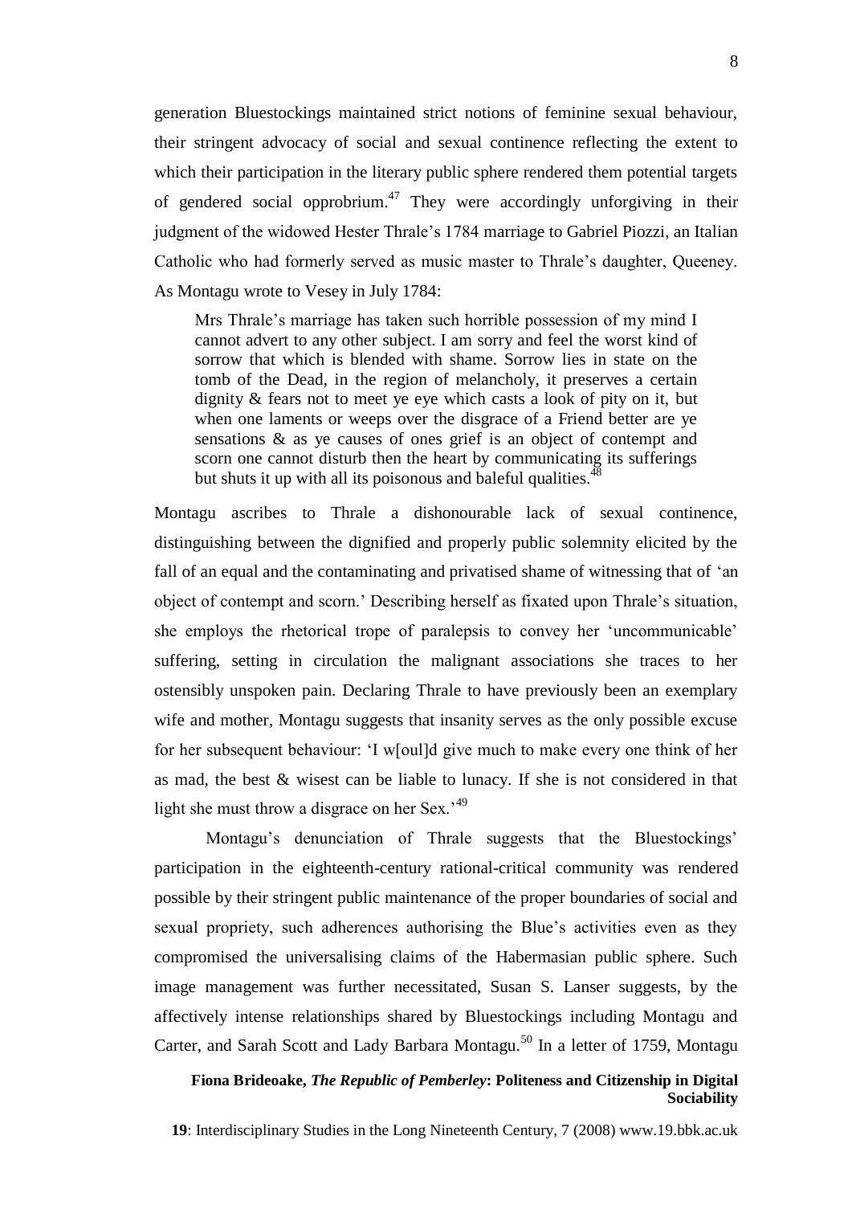generation Bluestockings maintained strict notions of feminine sexual behaviour, their stringent advocacy of social and sexual continence reflecting the extent to which their participation in the literary public sphere rendered them potential targets of gendered social opprobrium.[47] They were accordingly unforgiving in their judgment of the widowed Hester Thrale's 1784 marriage to Gabriel Piozzi, an Italian Catholic who had formerly served as music master to Thrale's daughter, Queeney. As Montagu wrote to Vesey in July 1784:

> Mrs Thrale's marriage has taken such horrible possession of my mind I cannot advert to any other subject. I am sorry and feel the worst kind of sorrow that which is blended with shame. Sorrow lies in state on the tomb of the Dead, in the region of melancholy, it preserves a certain dignity & fears not to meet ye eye which casts a look of pity on it, but when one laments or weeps over the disgrace of a Friend better are ye sensations & as ye causes of ones grief is an object of contempt and scorn one cannot disturb then the heart by communicating its sufferings but shuts it up with all its poisonous and baleful qualities.[48]

Montagu ascribes to Thrale a dishonourable lack of sexual continence, distinguishing between the dignified and properly public solemnity elicited by the fall of an equal and the contaminating and privatised shame of witnessing that of 'an object of contempt and scorn.' Describing herself as fixated upon Thrale's situation, she employs the rhetorical trope of paralepsis to convey her 'uncommunicable' suffering, setting in circulation the malignant associations she traces to her ostensibly unspoken pain. Declaring Thrale to have previously been an exemplary wife and mother, Montagu suggests that insanity serves as the only possible excuse for her subsequent behaviour: 'I w[oul]d give much to make every one think of her as mad, the best & wisest can be liable to lunacy. If she is not considered in that light she must throw a disgrace on her Sex.'[49]

Montagu's denunciation of Thrale suggests that the Bluestockings' participation in the eighteenth-century rational-critical community was rendered possible by their stringent public maintenance of the proper boundaries of social and sexual propriety, such adherences authorising the Blue's activities even as they compromised the universalising claims of the Habermasian public sphere. Such image management was further necessitated, Susan S. Lanser suggests, by the affectively intense relationships shared by Bluestockings including Montagu and Carter, and Sarah Scott and Lady Barbara Montagu.[50] In a letter of 1759, Montagu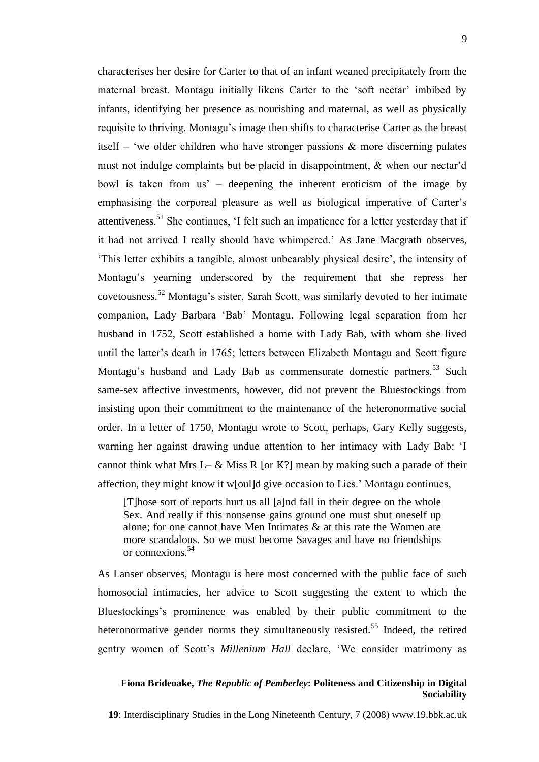characterises her desire for Carter to that of an infant weaned precipitately from the maternal breast. Montagu initially likens Carter to the 'soft nectar' imbibed by infants, identifying her presence as nourishing and maternal, as well as physically requisite to thriving. Montagu's image then shifts to characterise Carter as the breast itself – 'we older children who have stronger passions & more discerning palates must not indulge complaints but be placid in disappointment, & when our nectar'd bowl is taken from us' – deepening the inherent eroticism of the image by emphasising the corporeal pleasure as well as biological imperative of Carter's attentiveness.[51] She continues, 'I felt such an impatience for a letter yesterday that if it had not arrived I really should have whimpered.' As Jane Macgrath observes, 'This letter exhibits a tangible, almost unbearably physical desire', the intensity of Montagu's yearning underscored by the requirement that she repress her covetousness.[52] Montagu's sister, Sarah Scott, was similarly devoted to her intimate companion, Lady Barbara 'Bab' Montagu. Following legal separation from her husband in 1752, Scott established a home with Lady Bab, with whom she lived until the latter's death in 1765; letters between Elizabeth Montagu and Scott figure Montagu's husband and Lady Bab as commensurate domestic partners.[53] Such same-sex affective investments, however, did not prevent the Bluestockings from insisting upon their commitment to the maintenance of the heteronormative social order. In a letter of 1750, Montagu wrote to Scott, perhaps, Gary Kelly suggests, warning her against drawing undue attention to her intimacy with Lady Bab: 'I cannot think what Mrs L– & Miss R [or K?] mean by making such a parade of their affection, they might know it w[oul]d give occasion to Lies.' Montagu continues,

> [T]hose sort of reports hurt us all [a]nd fall in their degree on the whole Sex. And really if this nonsense gains ground one must shut oneself up alone; for one cannot have Men Intimates & at this rate the Women are more scandalous. So we must become Savages and have no friendships or connexions.[54]

As Lanser observes, Montagu is here most concerned with the public face of such homosocial intimacies, her advice to Scott suggesting the extent to which the Bluestockings's prominence was enabled by their public commitment to the heteronormative gender norms they simultaneously resisted.[55] Indeed, the retired gentry women of Scott's *Millenium Hall* declare, 'We consider matrimony as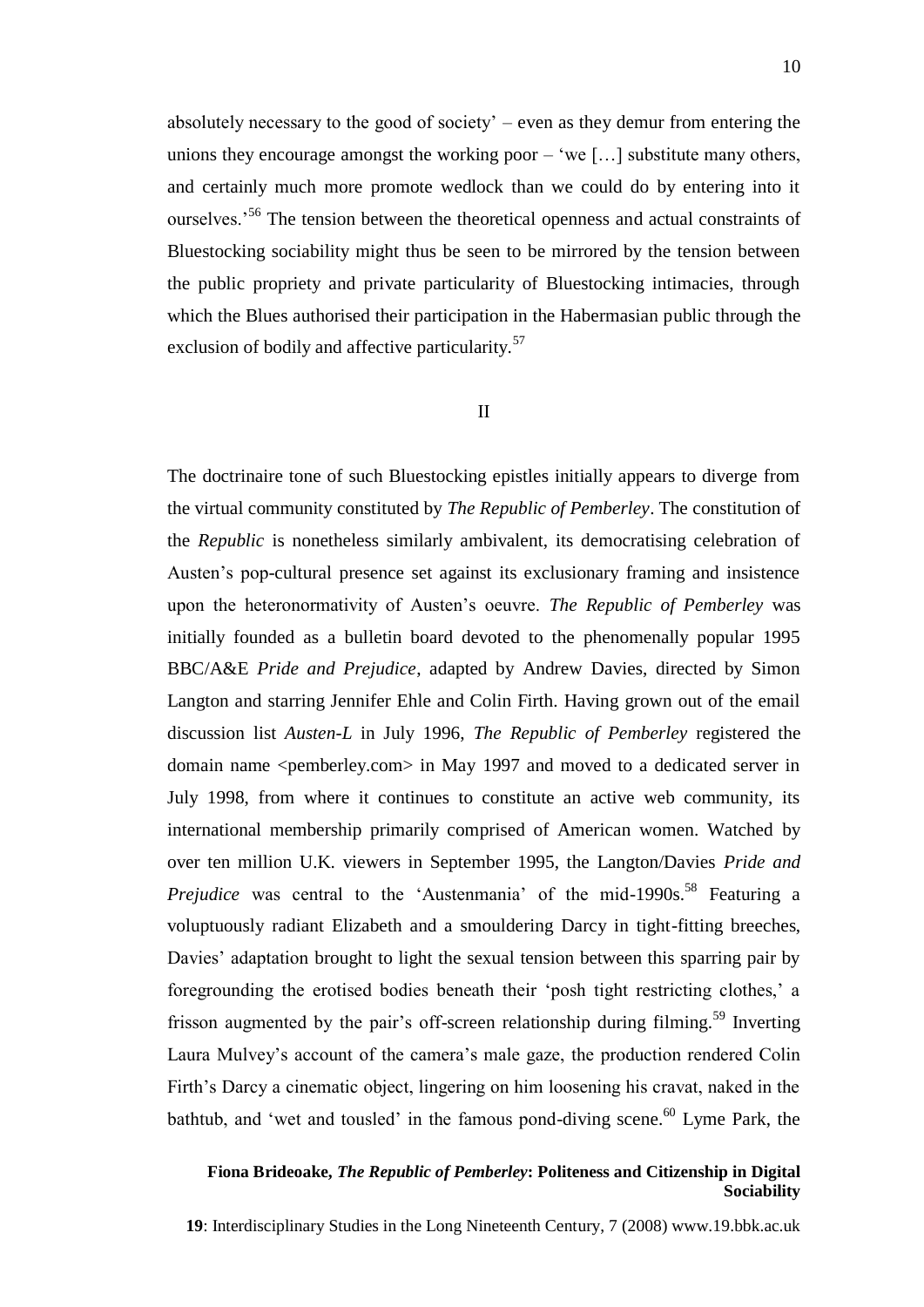absolutely necessary to the good of society' – even as they demur from entering the unions they encourage amongst the working poor – 'we […] substitute many others, and certainly much more promote wedlock than we could do by entering into it ourselves.'[56] The tension between the theoretical openness and actual constraints of Bluestocking sociability might thus be seen to be mirrored by the tension between the public propriety and private particularity of Bluestocking intimacies, through which the Blues authorised their participation in the Habermasian public through the exclusion of bodily and affective particularity.[57]

## II

The doctrinaire tone of such Bluestocking epistles initially appears to diverge from the virtual community constituted by *The Republic of Pemberley*. The constitution of the *Republic* is nonetheless similarly ambivalent, its democratising celebration of Austen's pop-cultural presence set against its exclusionary framing and insistence upon the heteronormativity of Austen's oeuvre. *The Republic of Pemberley* was initially founded as a bulletin board devoted to the phenomenally popular 1995 BBC/A&E *Pride and Prejudice*, adapted by Andrew Davies, directed by Simon Langton and starring Jennifer Ehle and Colin Firth. Having grown out of the email discussion list *Austen-L* in July 1996, *The Republic of Pemberley* registered the domain name <pemberley.com> in May 1997 and moved to a dedicated server in July 1998, from where it continues to constitute an active web community, its international membership primarily comprised of American women. Watched by over ten million U.K. viewers in September 1995, the Langton/Davies *Pride and Prejudice* was central to the 'Austenmania' of the mid-1990s.[58] Featuring a voluptuously radiant Elizabeth and a smouldering Darcy in tight-fitting breeches, Davies' adaptation brought to light the sexual tension between this sparring pair by foregrounding the erotised bodies beneath their 'posh tight restricting clothes,' a frisson augmented by the pair's off-screen relationship during filming.[59] Inverting Laura Mulvey's account of the camera's male gaze, the production rendered Colin Firth's Darcy a cinematic object, lingering on him loosening his cravat, naked in the bathtub, and 'wet and tousled' in the famous pond-diving scene.[60] Lyme Park, the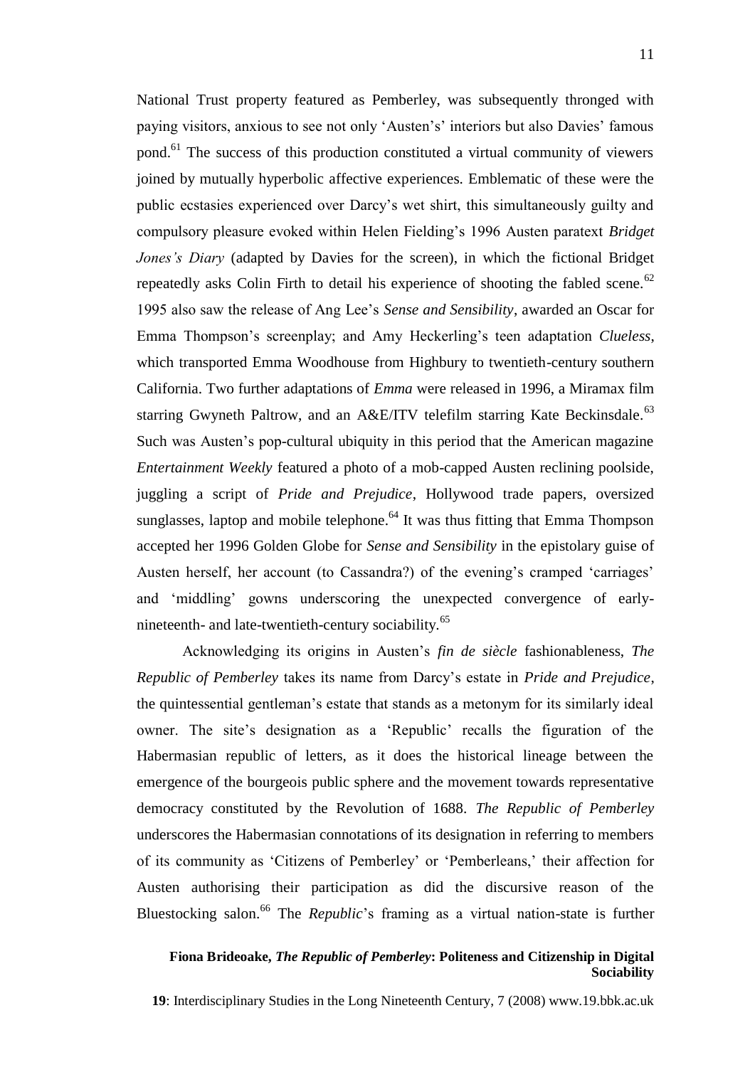National Trust property featured as Pemberley, was subsequently thronged with paying visitors, anxious to see not only 'Austen's' interiors but also Davies' famous pond.[61] The success of this production constituted a virtual community of viewers joined by mutually hyperbolic affective experiences. Emblematic of these were the public ecstasies experienced over Darcy's wet shirt, this simultaneously guilty and compulsory pleasure evoked within Helen Fielding's 1996 Austen paratext *Bridget Jones's Diary* (adapted by Davies for the screen), in which the fictional Bridget repeatedly asks Colin Firth to detail his experience of shooting the fabled scene.[62] 1995 also saw the release of Ang Lee's *Sense and Sensibility*, awarded an Oscar for Emma Thompson's screenplay; and Amy Heckerling's teen adaptation *Clueless*, which transported Emma Woodhouse from Highbury to twentieth-century southern California. Two further adaptations of *Emma* were released in 1996, a Miramax film starring Gwyneth Paltrow, and an A&E/ITV telefilm starring Kate Beckinsdale.[63] Such was Austen's pop-cultural ubiquity in this period that the American magazine *Entertainment Weekly* featured a photo of a mob-capped Austen reclining poolside, juggling a script of *Pride and Prejudice*, Hollywood trade papers, oversized sunglasses, laptop and mobile telephone.[64] It was thus fitting that Emma Thompson accepted her 1996 Golden Globe for *Sense and Sensibility* in the epistolary guise of Austen herself, her account (to Cassandra?) of the evening's cramped 'carriages' and 'middling' gowns underscoring the unexpected convergence of early-nineteenth- and late-twentieth-century sociability.[65]

Acknowledging its origins in Austen's *fin de siècle* fashionableness, *The Republic of Pemberley* takes its name from Darcy's estate in *Pride and Prejudice*, the quintessential gentleman's estate that stands as a metonym for its similarly ideal owner. The site's designation as a 'Republic' recalls the figuration of the Habermasian republic of letters, as it does the historical lineage between the emergence of the bourgeois public sphere and the movement towards representative democracy constituted by the Revolution of 1688. *The Republic of Pemberley* underscores the Habermasian connotations of its designation in referring to members of its community as 'Citizens of Pemberley' or 'Pemberleans,' their affection for Austen authorising their participation as did the discursive reason of the Bluestocking salon.[66] The *Republic*'s framing as a virtual nation-state is further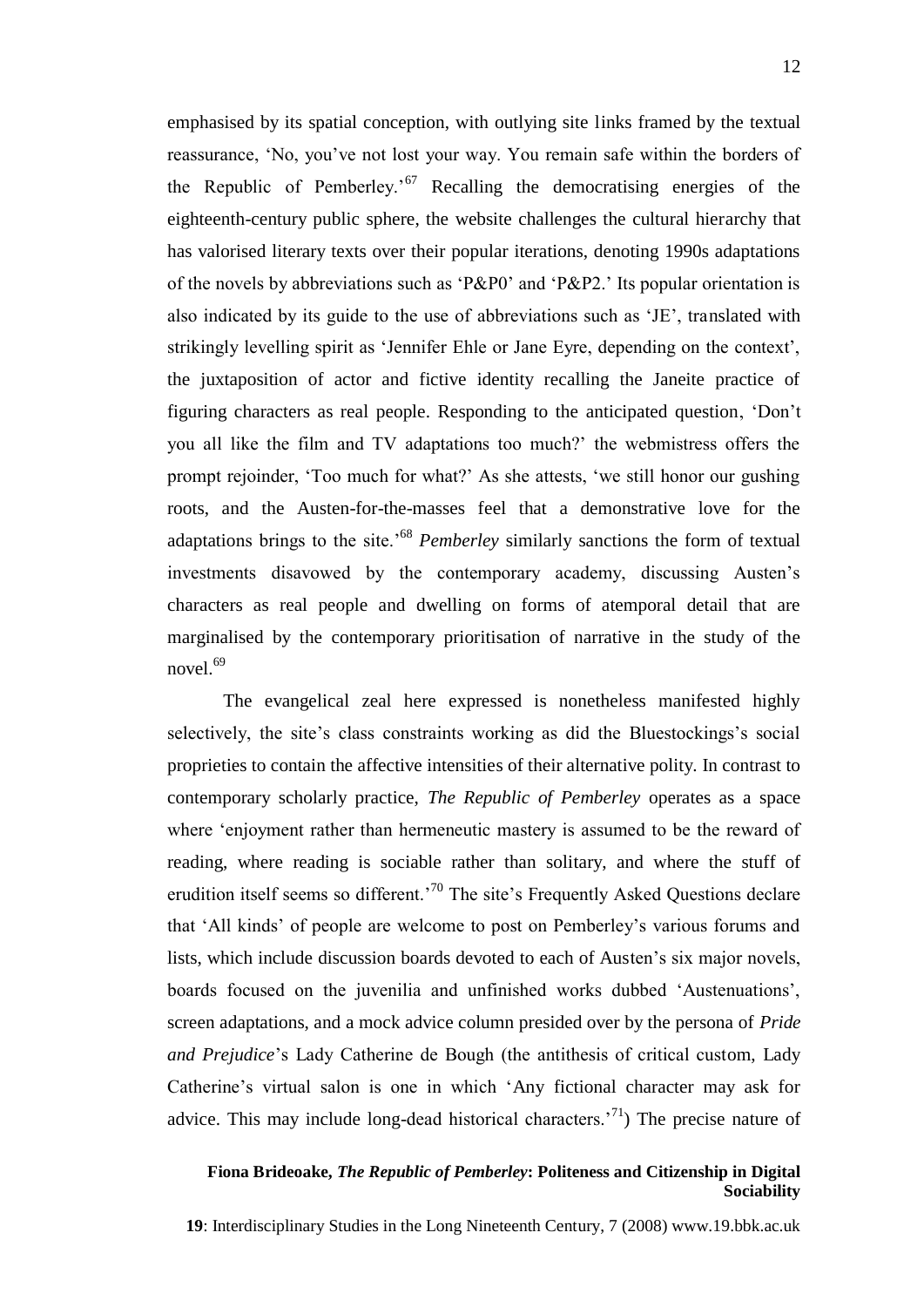emphasised by its spatial conception, with outlying site links framed by the textual reassurance, 'No, you've not lost your way. You remain safe within the borders of the Republic of Pemberley.'[67] Recalling the democratising energies of the eighteenth-century public sphere, the website challenges the cultural hierarchy that has valorised literary texts over their popular iterations, denoting 1990s adaptations of the novels by abbreviations such as 'P&P0' and 'P&P2.' Its popular orientation is also indicated by its guide to the use of abbreviations such as 'JE', translated with strikingly levelling spirit as 'Jennifer Ehle or Jane Eyre, depending on the context', the juxtaposition of actor and fictive identity recalling the Janeite practice of figuring characters as real people. Responding to the anticipated question, 'Don't you all like the film and TV adaptations too much?' the webmistress offers the prompt rejoinder, 'Too much for what?' As she attests, 'we still honor our gushing roots, and the Austen-for-the-masses feel that a demonstrative love for the adaptations brings to the site.'[68] *Pemberley* similarly sanctions the form of textual investments disavowed by the contemporary academy, discussing Austen's characters as real people and dwelling on forms of atemporal detail that are marginalised by the contemporary prioritisation of narrative in the study of the novel.[69]

The evangelical zeal here expressed is nonetheless manifested highly selectively, the site's class constraints working as did the Bluestockings's social proprieties to contain the affective intensities of their alternative polity. In contrast to contemporary scholarly practice, *The Republic of Pemberley* operates as a space where 'enjoyment rather than hermeneutic mastery is assumed to be the reward of reading, where reading is sociable rather than solitary, and where the stuff of erudition itself seems so different.'[70] The site's Frequently Asked Questions declare that 'All kinds' of people are welcome to post on Pemberley's various forums and lists, which include discussion boards devoted to each of Austen's six major novels, boards focused on the juvenilia and unfinished works dubbed 'Austenuations', screen adaptations, and a mock advice column presided over by the persona of *Pride and Prejudice*'s Lady Catherine de Bough (the antithesis of critical custom, Lady Catherine's virtual salon is one in which 'Any fictional character may ask for advice. This may include long-dead historical characters.'[71]) The precise nature of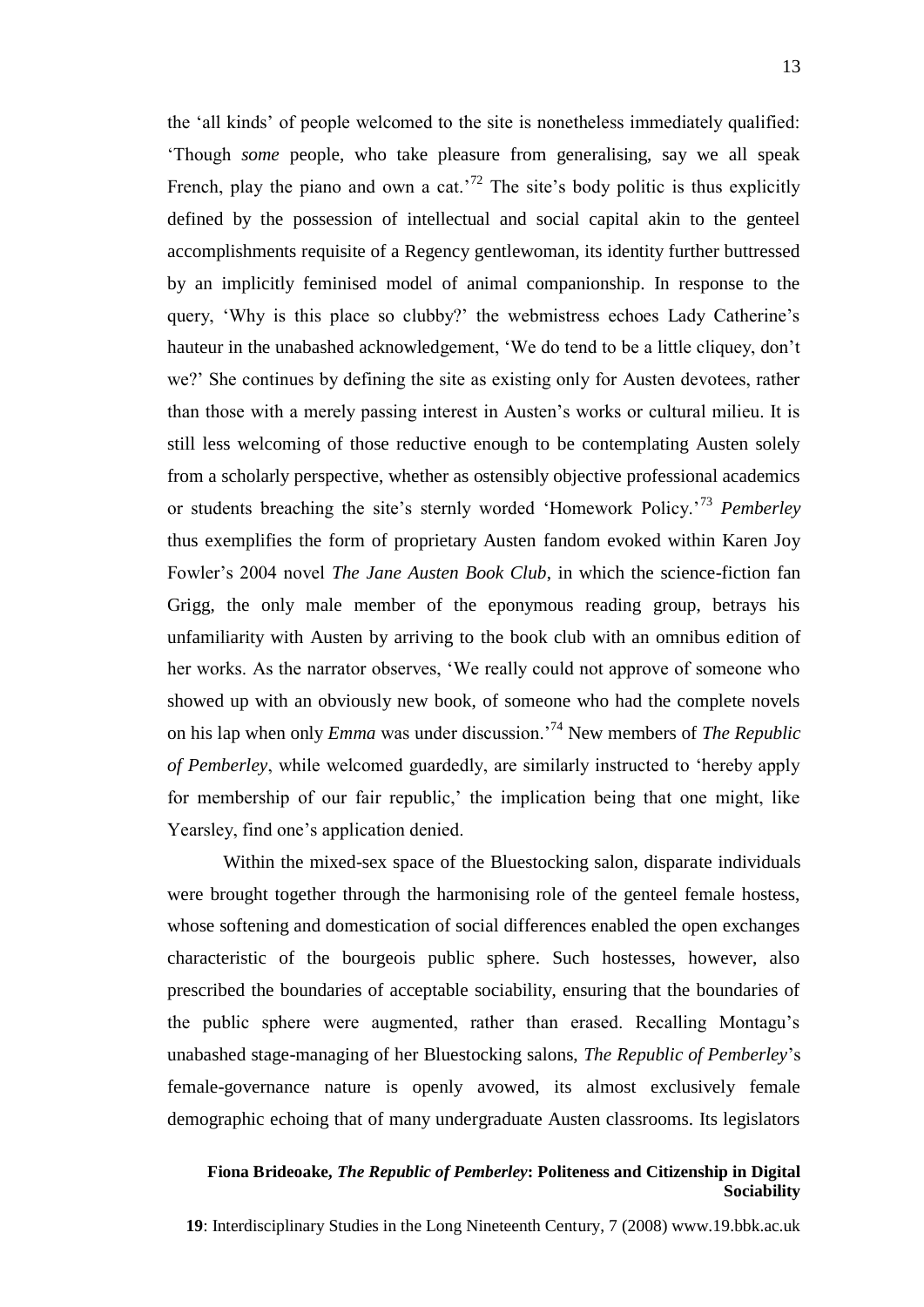the 'all kinds' of people welcomed to the site is nonetheless immediately qualified: 'Though *some* people, who take pleasure from generalising, say we all speak French, play the piano and own a cat.'[72] The site's body politic is thus explicitly defined by the possession of intellectual and social capital akin to the genteel accomplishments requisite of a Regency gentlewoman, its identity further buttressed by an implicitly feminised model of animal companionship. In response to the query, 'Why is this place so clubby?' the webmistress echoes Lady Catherine's hauteur in the unabashed acknowledgement, 'We do tend to be a little cliquey, don't we?' She continues by defining the site as existing only for Austen devotees, rather than those with a merely passing interest in Austen's works or cultural milieu. It is still less welcoming of those reductive enough to be contemplating Austen solely from a scholarly perspective, whether as ostensibly objective professional academics or students breaching the site's sternly worded 'Homework Policy.'[73] *Pemberley* thus exemplifies the form of proprietary Austen fandom evoked within Karen Joy Fowler's 2004 novel *The Jane Austen Book Club*, in which the science-fiction fan Grigg, the only male member of the eponymous reading group, betrays his unfamiliarity with Austen by arriving to the book club with an omnibus edition of her works. As the narrator observes, 'We really could not approve of someone who showed up with an obviously new book, of someone who had the complete novels on his lap when only *Emma* was under discussion.'[74] New members of *The Republic of Pemberley*, while welcomed guardedly, are similarly instructed to 'hereby apply for membership of our fair republic,' the implication being that one might, like Yearsley, find one's application denied.

Within the mixed-sex space of the Bluestocking salon, disparate individuals were brought together through the harmonising role of the genteel female hostess, whose softening and domestication of social differences enabled the open exchanges characteristic of the bourgeois public sphere. Such hostesses, however, also prescribed the boundaries of acceptable sociability, ensuring that the boundaries of the public sphere were augmented, rather than erased. Recalling Montagu's unabashed stage-managing of her Bluestocking salons, *The Republic of Pemberley*'s female-governance nature is openly avowed, its almost exclusively female demographic echoing that of many undergraduate Austen classrooms. Its legislators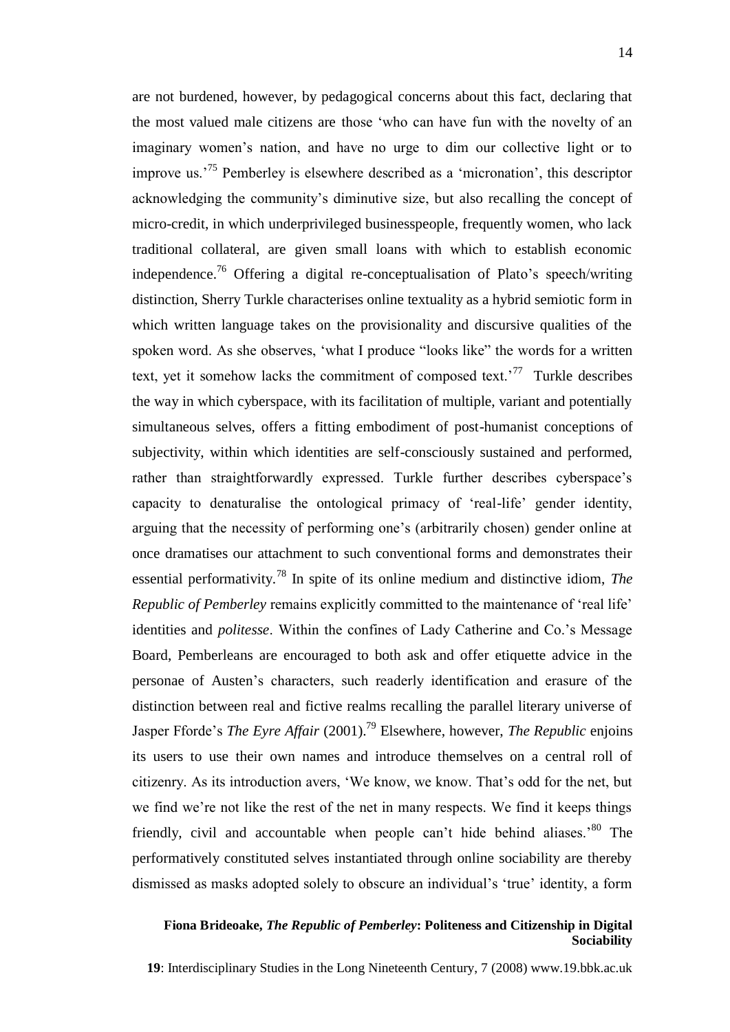are not burdened, however, by pedagogical concerns about this fact, declaring that the most valued male citizens are those 'who can have fun with the novelty of an imaginary women's nation, and have no urge to dim our collective light or to improve us.'[75] Pemberley is elsewhere described as a 'micronation', this descriptor acknowledging the community's diminutive size, but also recalling the concept of micro-credit, in which underprivileged businesspeople, frequently women, who lack traditional collateral, are given small loans with which to establish economic independence.[76] Offering a digital re-conceptualisation of Plato's speech/writing distinction, Sherry Turkle characterises online textuality as a hybrid semiotic form in which written language takes on the provisionality and discursive qualities of the spoken word. As she observes, 'what I produce "looks like" the words for a written text, yet it somehow lacks the commitment of composed text.'[77] Turkle describes the way in which cyberspace, with its facilitation of multiple, variant and potentially simultaneous selves, offers a fitting embodiment of post-humanist conceptions of subjectivity, within which identities are self-consciously sustained and performed, rather than straightforwardly expressed. Turkle further describes cyberspace's capacity to denaturalise the ontological primacy of 'real-life' gender identity, arguing that the necessity of performing one's (arbitrarily chosen) gender online at once dramatises our attachment to such conventional forms and demonstrates their essential performativity.[78] In spite of its online medium and distinctive idiom, *The Republic of Pemberley* remains explicitly committed to the maintenance of 'real life' identities and *politesse*. Within the confines of Lady Catherine and Co.'s Message Board, Pemberleans are encouraged to both ask and offer etiquette advice in the personae of Austen's characters, such readerly identification and erasure of the distinction between real and fictive realms recalling the parallel literary universe of Jasper Fforde's *The Eyre Affair* (2001).[79] Elsewhere, however, *The Republic* enjoins its users to use their own names and introduce themselves on a central roll of citizenry. As its introduction avers, 'We know, we know. That's odd for the net, but we find we're not like the rest of the net in many respects. We find it keeps things friendly, civil and accountable when people can't hide behind aliases.'[80] The performatively constituted selves instantiated through online sociability are thereby dismissed as masks adopted solely to obscure an individual's 'true' identity, a form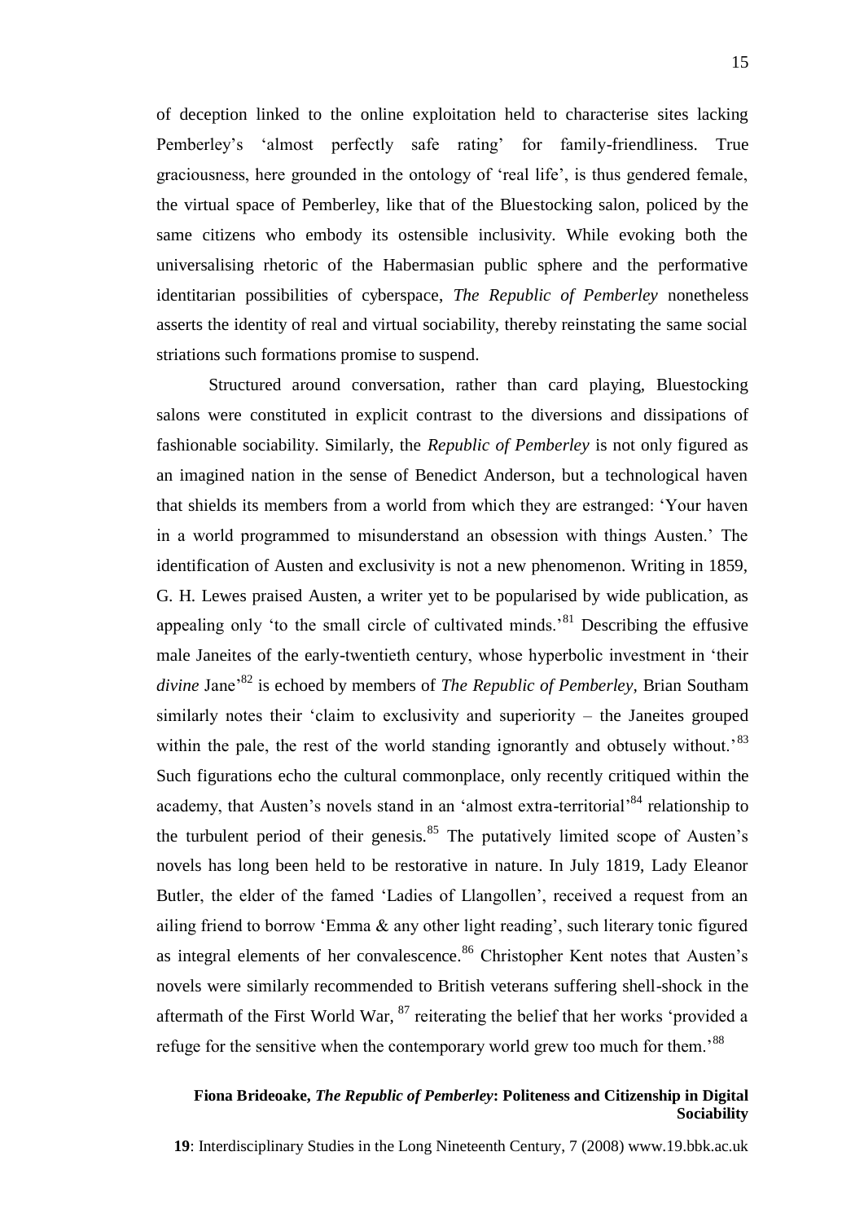of deception linked to the online exploitation held to characterise sites lacking Pemberley's 'almost perfectly safe rating' for family-friendliness. True graciousness, here grounded in the ontology of 'real life', is thus gendered female, the virtual space of Pemberley, like that of the Bluestocking salon, policed by the same citizens who embody its ostensible inclusivity. While evoking both the universalising rhetoric of the Habermasian public sphere and the performative identitarian possibilities of cyberspace, *The Republic of Pemberley* nonetheless asserts the identity of real and virtual sociability, thereby reinstating the same social striations such formations promise to suspend.

Structured around conversation, rather than card playing, Bluestocking salons were constituted in explicit contrast to the diversions and dissipations of fashionable sociability. Similarly, the *Republic of Pemberley* is not only figured as an imagined nation in the sense of Benedict Anderson, but a technological haven that shields its members from a world from which they are estranged: 'Your haven in a world programmed to misunderstand an obsession with things Austen.' The identification of Austen and exclusivity is not a new phenomenon. Writing in 1859, G. H. Lewes praised Austen, a writer yet to be popularised by wide publication, as appealing only 'to the small circle of cultivated minds.'[81] Describing the effusive male Janeites of the early-twentieth century, whose hyperbolic investment in 'their *divine* Jane'[82] is echoed by members of *The Republic of Pemberley*, Brian Southam similarly notes their 'claim to exclusivity and superiority – the Janeites grouped within the pale, the rest of the world standing ignorantly and obtusely without.'[83] Such figurations echo the cultural commonplace, only recently critiqued within the academy, that Austen's novels stand in an 'almost extra-territorial'[84] relationship to the turbulent period of their genesis.[85] The putatively limited scope of Austen's novels has long been held to be restorative in nature. In July 1819, Lady Eleanor Butler, the elder of the famed 'Ladies of Llangollen', received a request from an ailing friend to borrow 'Emma & any other light reading', such literary tonic figured as integral elements of her convalescence.[86] Christopher Kent notes that Austen's novels were similarly recommended to British veterans suffering shell-shock in the aftermath of the First World War, [87] reiterating the belief that her works 'provided a refuge for the sensitive when the contemporary world grew too much for them.'[88]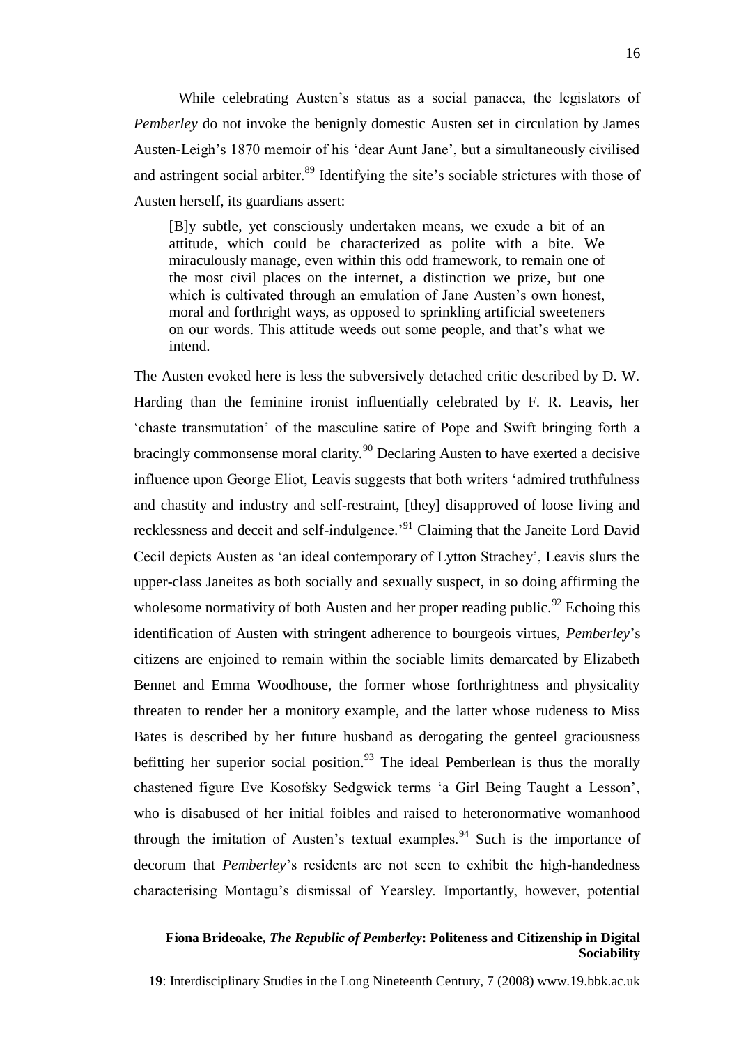While celebrating Austen's status as a social panacea, the legislators of *Pemberley* do not invoke the benignly domestic Austen set in circulation by James Austen-Leigh's 1870 memoir of his 'dear Aunt Jane', but a simultaneously civilised and astringent social arbiter.[89] Identifying the site's sociable strictures with those of Austen herself, its guardians assert:

> [B]y subtle, yet consciously undertaken means, we exude a bit of an attitude, which could be characterized as polite with a bite. We miraculously manage, even within this odd framework, to remain one of the most civil places on the internet, a distinction we prize, but one which is cultivated through an emulation of Jane Austen's own honest, moral and forthright ways, as opposed to sprinkling artificial sweeteners on our words. This attitude weeds out some people, and that's what we intend.

The Austen evoked here is less the subversively detached critic described by D. W. Harding than the feminine ironist influentially celebrated by F. R. Leavis, her 'chaste transmutation' of the masculine satire of Pope and Swift bringing forth a bracingly commonsense moral clarity.[90] Declaring Austen to have exerted a decisive influence upon George Eliot, Leavis suggests that both writers 'admired truthfulness and chastity and industry and self-restraint, [they] disapproved of loose living and recklessness and deceit and self-indulgence.'[91] Claiming that the Janeite Lord David Cecil depicts Austen as 'an ideal contemporary of Lytton Strachey', Leavis slurs the upper-class Janeites as both socially and sexually suspect, in so doing affirming the wholesome normativity of both Austen and her proper reading public.[92] Echoing this identification of Austen with stringent adherence to bourgeois virtues, *Pemberley*'s citizens are enjoined to remain within the sociable limits demarcated by Elizabeth Bennet and Emma Woodhouse, the former whose forthrightness and physicality threaten to render her a monitory example, and the latter whose rudeness to Miss Bates is described by her future husband as derogating the genteel graciousness befitting her superior social position.[93] The ideal Pemberlean is thus the morally chastened figure Eve Kosofsky Sedgwick terms 'a Girl Being Taught a Lesson', who is disabused of her initial foibles and raised to heteronormative womanhood through the imitation of Austen's textual examples.[94] Such is the importance of decorum that *Pemberley*'s residents are not seen to exhibit the high-handedness characterising Montagu's dismissal of Yearsley. Importantly, however, potential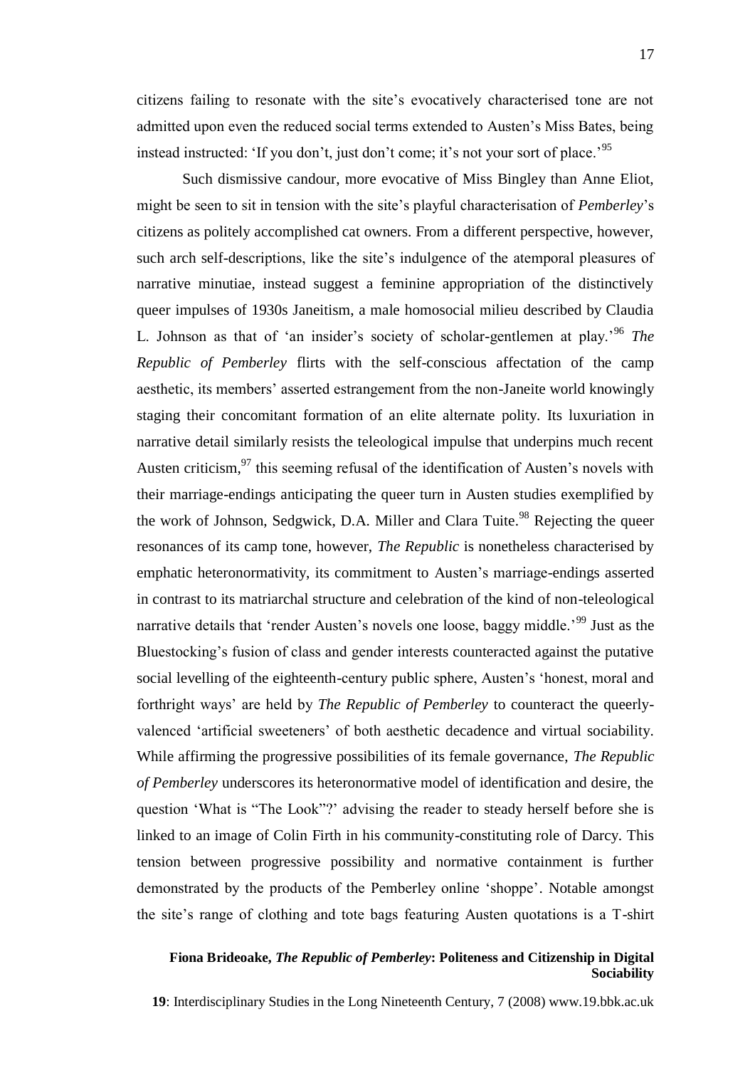citizens failing to resonate with the site's evocatively characterised tone are not admitted upon even the reduced social terms extended to Austen's Miss Bates, being instead instructed: 'If you don't, just don't come; it's not your sort of place.'[95]

Such dismissive candour, more evocative of Miss Bingley than Anne Eliot, might be seen to sit in tension with the site's playful characterisation of *Pemberley*'s citizens as politely accomplished cat owners. From a different perspective, however, such arch self-descriptions, like the site's indulgence of the atemporal pleasures of narrative minutiae, instead suggest a feminine appropriation of the distinctively queer impulses of 1930s Janeitism, a male homosocial milieu described by Claudia L. Johnson as that of 'an insider's society of scholar-gentlemen at play.'[96] *The Republic of Pemberley* flirts with the self-conscious affectation of the camp aesthetic, its members' asserted estrangement from the non-Janeite world knowingly staging their concomitant formation of an elite alternate polity. Its luxuriation in narrative detail similarly resists the teleological impulse that underpins much recent Austen criticism,[97] this seeming refusal of the identification of Austen's novels with their marriage-endings anticipating the queer turn in Austen studies exemplified by the work of Johnson, Sedgwick, D.A. Miller and Clara Tuite.[98] Rejecting the queer resonances of its camp tone, however, *The Republic* is nonetheless characterised by emphatic heteronormativity, its commitment to Austen's marriage-endings asserted in contrast to its matriarchal structure and celebration of the kind of non-teleological narrative details that 'render Austen's novels one loose, baggy middle.'[99] Just as the Bluestocking's fusion of class and gender interests counteracted against the putative social levelling of the eighteenth-century public sphere, Austen's 'honest, moral and forthright ways' are held by *The Republic of Pemberley* to counteract the queerly-valenced 'artificial sweeteners' of both aesthetic decadence and virtual sociability. While affirming the progressive possibilities of its female governance, *The Republic of Pemberley* underscores its heteronormative model of identification and desire, the question 'What is "The Look"?' advising the reader to steady herself before she is linked to an image of Colin Firth in his community-constituting role of Darcy. This tension between progressive possibility and normative containment is further demonstrated by the products of the Pemberley online 'shoppe'. Notable amongst the site's range of clothing and tote bags featuring Austen quotations is a T-shirt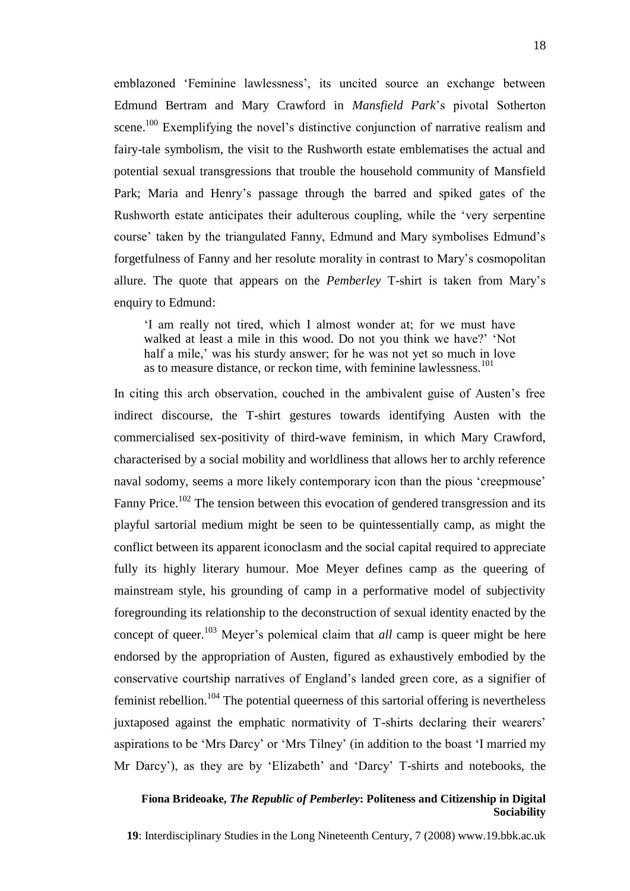emblazoned 'Feminine lawlessness', its uncited source an exchange between Edmund Bertram and Mary Crawford in *Mansfield Park*'s pivotal Sotherton scene.[100] Exemplifying the novel's distinctive conjunction of narrative realism and fairy-tale symbolism, the visit to the Rushworth estate emblematises the actual and potential sexual transgressions that trouble the household community of Mansfield Park; Maria and Henry's passage through the barred and spiked gates of the Rushworth estate anticipates their adulterous coupling, while the 'very serpentine course' taken by the triangulated Fanny, Edmund and Mary symbolises Edmund's forgetfulness of Fanny and her resolute morality in contrast to Mary's cosmopolitan allure. The quote that appears on the *Pemberley* T-shirt is taken from Mary's enquiry to Edmund:

> 'I am really not tired, which I almost wonder at; for we must have walked at least a mile in this wood. Do not you think we have?' 'Not half a mile,' was his sturdy answer; for he was not yet so much in love as to measure distance, or reckon time, with feminine lawlessness.[101]

In citing this arch observation, couched in the ambivalent guise of Austen's free indirect discourse, the T-shirt gestures towards identifying Austen with the commercialised sex-positivity of third-wave feminism, in which Mary Crawford, characterised by a social mobility and worldliness that allows her to archly reference naval sodomy, seems a more likely contemporary icon than the pious 'creepmouse' Fanny Price.[102] The tension between this evocation of gendered transgression and its playful sartorial medium might be seen to be quintessentially camp, as might the conflict between its apparent iconoclasm and the social capital required to appreciate fully its highly literary humour. Moe Meyer defines camp as the queering of mainstream style, his grounding of camp in a performative model of subjectivity foregrounding its relationship to the deconstruction of sexual identity enacted by the concept of queer.[103] Meyer's polemical claim that *all* camp is queer might be here endorsed by the appropriation of Austen, figured as exhaustively embodied by the conservative courtship narratives of England's landed green core, as a signifier of feminist rebellion.[104] The potential queerness of this sartorial offering is nevertheless juxtaposed against the emphatic normativity of T-shirts declaring their wearers' aspirations to be 'Mrs Darcy' or 'Mrs Tilney' (in addition to the boast 'I married my Mr Darcy'), as they are by 'Elizabeth' and 'Darcy' T-shirts and notebooks, the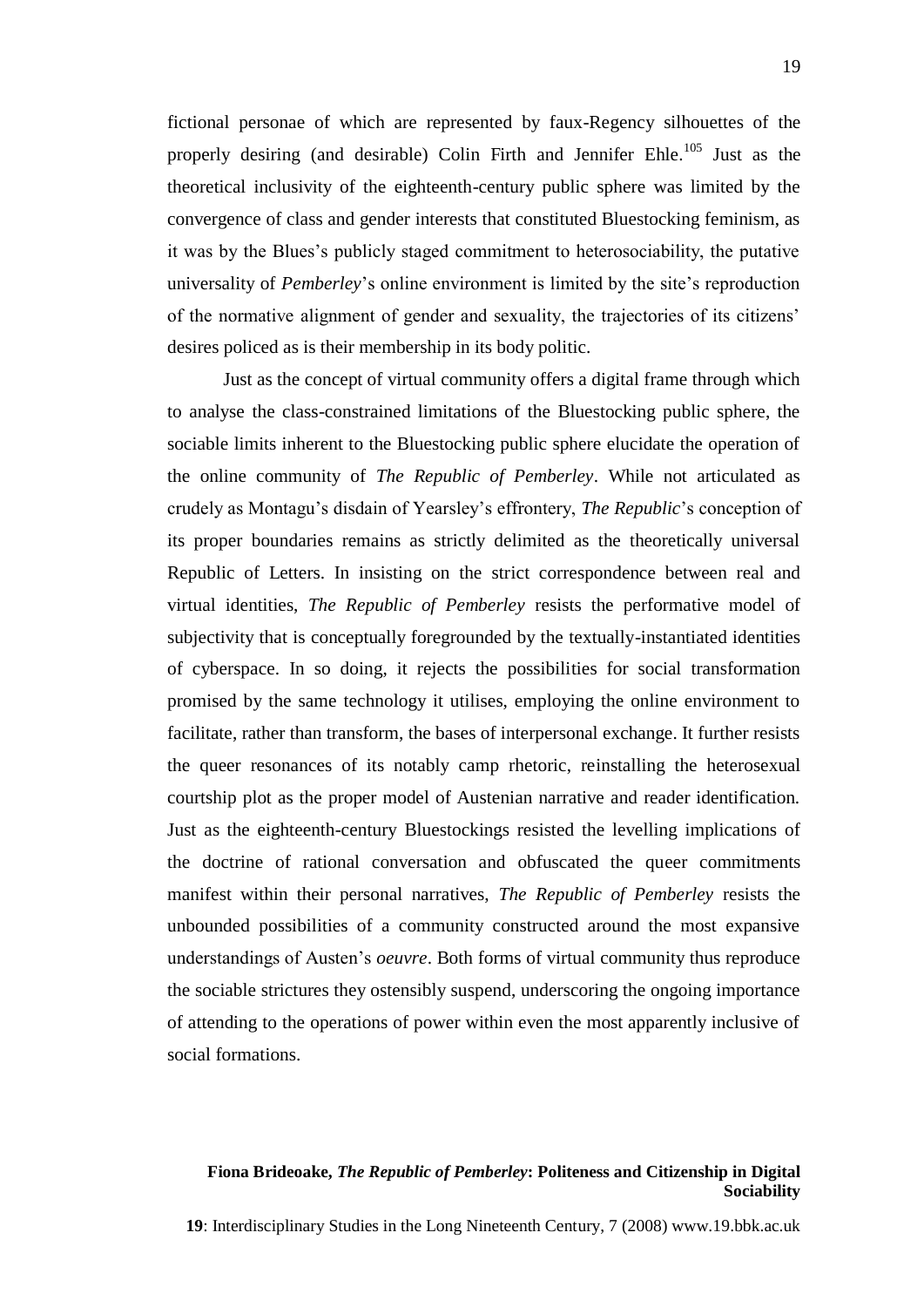fictional personae of which are represented by faux-Regency silhouettes of the properly desiring (and desirable) Colin Firth and Jennifer Ehle.[105] Just as the theoretical inclusivity of the eighteenth-century public sphere was limited by the convergence of class and gender interests that constituted Bluestocking feminism, as it was by the Blues's publicly staged commitment to heterosociability, the putative universality of *Pemberley*'s online environment is limited by the site's reproduction of the normative alignment of gender and sexuality, the trajectories of its citizens' desires policed as is their membership in its body politic.

Just as the concept of virtual community offers a digital frame through which to analyse the class-constrained limitations of the Bluestocking public sphere, the sociable limits inherent to the Bluestocking public sphere elucidate the operation of the online community of *The Republic of Pemberley*. While not articulated as crudely as Montagu's disdain of Yearsley's effrontery, *The Republic*'s conception of its proper boundaries remains as strictly delimited as the theoretically universal Republic of Letters. In insisting on the strict correspondence between real and virtual identities, *The Republic of Pemberley* resists the performative model of subjectivity that is conceptually foregrounded by the textually-instantiated identities of cyberspace. In so doing, it rejects the possibilities for social transformation promised by the same technology it utilises, employing the online environment to facilitate, rather than transform, the bases of interpersonal exchange. It further resists the queer resonances of its notably camp rhetoric, reinstalling the heterosexual courtship plot as the proper model of Austenian narrative and reader identification. Just as the eighteenth-century Bluestockings resisted the levelling implications of the doctrine of rational conversation and obfuscated the queer commitments manifest within their personal narratives, *The Republic of Pemberley* resists the unbounded possibilities of a community constructed around the most expansive understandings of Austen's *oeuvre*. Both forms of virtual community thus reproduce the sociable strictures they ostensibly suspend, underscoring the ongoing importance of attending to the operations of power within even the most apparently inclusive of social formations.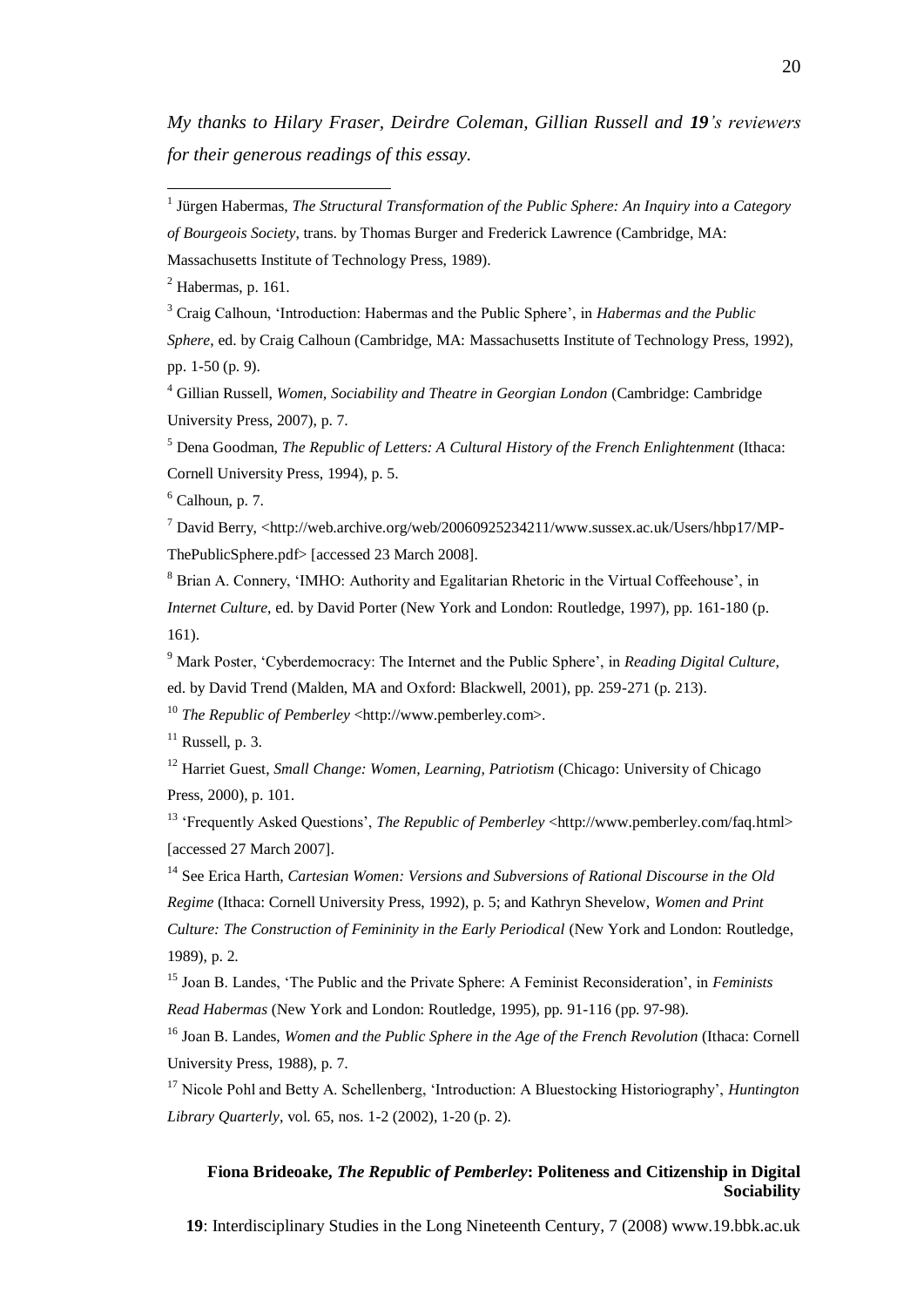*My thanks to Hilary Fraser, Deirdre Coleman, Gillian Russell and **19**'s reviewers for their generous readings of this essay.*

---

[1] Jürgen Habermas, *The Structural Transformation of the Public Sphere: An Inquiry into a Category of Bourgeois Society*, trans. by Thomas Burger and Frederick Lawrence (Cambridge, MA: Massachusetts Institute of Technology Press, 1989).

[2] Habermas, p. 161.

[3] Craig Calhoun, 'Introduction: Habermas and the Public Sphere', in *Habermas and the Public Sphere*, ed. by Craig Calhoun (Cambridge, MA: Massachusetts Institute of Technology Press, 1992), pp. 1-50 (p. 9).

[4] Gillian Russell, *Women, Sociability and Theatre in Georgian London* (Cambridge: Cambridge University Press, 2007), p. 7.

[5] Dena Goodman, *The Republic of Letters: A Cultural History of the French Enlightenment* (Ithaca: Cornell University Press, 1994), p. 5.

[6] Calhoun, p. 7.

[7] David Berry, <http://web.archive.org/web/20060925234211/www.sussex.ac.uk/Users/hbp17/MP-ThePublicSphere.pdf> [accessed 23 March 2008].

[8] Brian A. Connery, 'IMHO: Authority and Egalitarian Rhetoric in the Virtual Coffeehouse', in *Internet Culture*, ed. by David Porter (New York and London: Routledge, 1997), pp. 161-180 (p. 161).

[9] Mark Poster, 'Cyberdemocracy: The Internet and the Public Sphere', in *Reading Digital Culture*, ed. by David Trend (Malden, MA and Oxford: Blackwell, 2001), pp. 259-271 (p. 213).

[10] *The Republic of Pemberley* <http://www.pemberley.com>.

[11] Russell, p. 3.

[12] Harriet Guest, *Small Change: Women, Learning, Patriotism* (Chicago: University of Chicago Press, 2000), p. 101.

[13] 'Frequently Asked Questions', *The Republic of Pemberley* <http://www.pemberley.com/faq.html> [accessed 27 March 2007].

[14] See Erica Harth, *Cartesian Women: Versions and Subversions of Rational Discourse in the Old Regime* (Ithaca: Cornell University Press, 1992), p. 5; and Kathryn Shevelow, *Women and Print Culture: The Construction of Femininity in the Early Periodical* (New York and London: Routledge, 1989), p. 2.

[15] Joan B. Landes, 'The Public and the Private Sphere: A Feminist Reconsideration', in *Feminists Read Habermas* (New York and London: Routledge, 1995), pp. 91-116 (pp. 97-98).

[16] Joan B. Landes, *Women and the Public Sphere in the Age of the French Revolution* (Ithaca: Cornell University Press, 1988), p. 7.

[17] Nicole Pohl and Betty A. Schellenberg, 'Introduction: A Bluestocking Historiography', *Huntington Library Quarterly*, vol. 65, nos. 1-2 (2002), 1-20 (p. 2).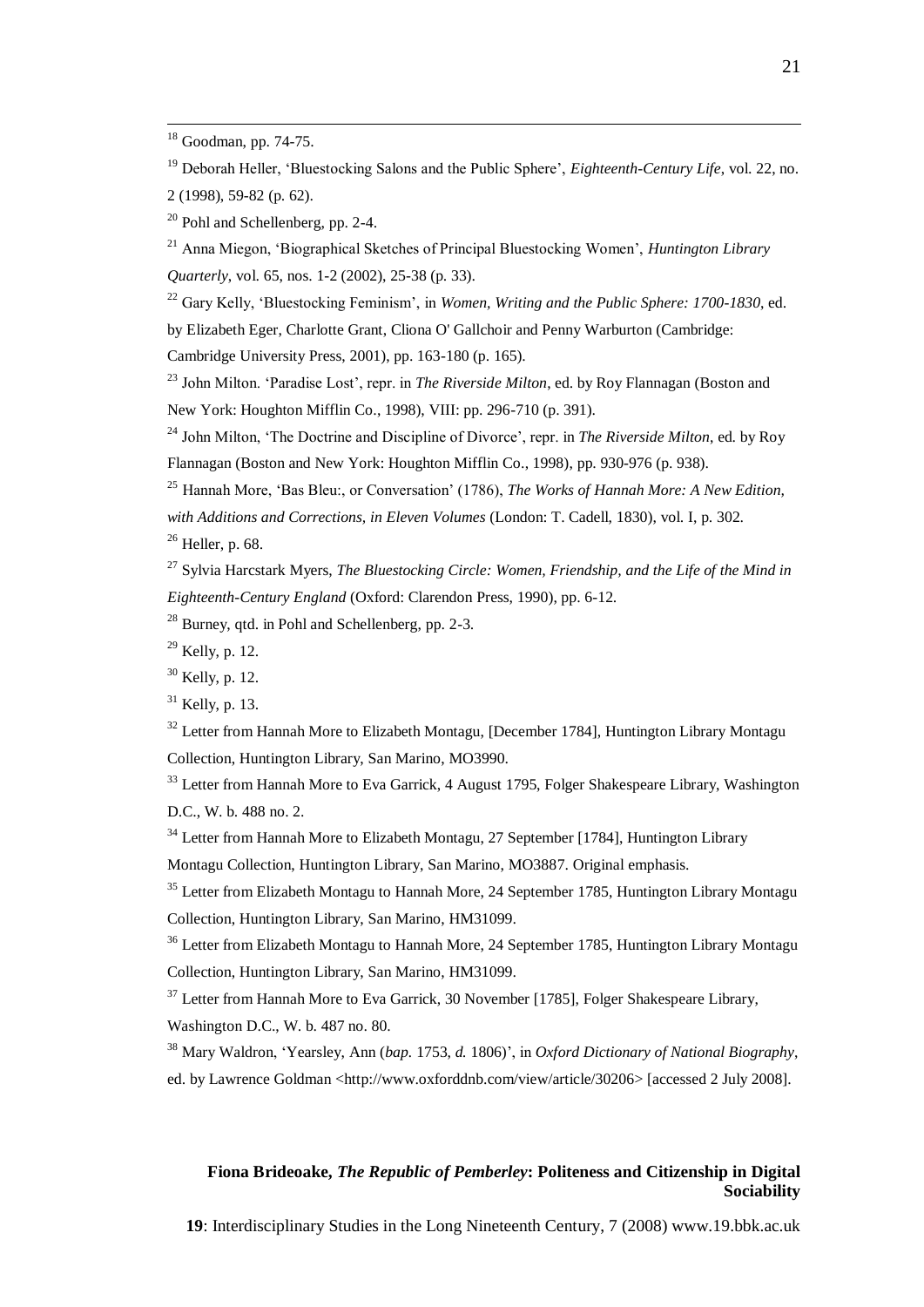[18] Goodman, pp. 74-75.

[19] Deborah Heller, 'Bluestocking Salons and the Public Sphere', *Eighteenth-Century Life*, vol. 22, no. 2 (1998), 59-82 (p. 62).

[20] Pohl and Schellenberg, pp. 2-4.

[21] Anna Miegon, 'Biographical Sketches of Principal Bluestocking Women', *Huntington Library Quarterly*, vol. 65, nos. 1-2 (2002), 25-38 (p. 33).

[22] Gary Kelly, 'Bluestocking Feminism', in *Women, Writing and the Public Sphere: 1700-1830*, ed. by Elizabeth Eger, Charlotte Grant, Cliona O' Gallchoir and Penny Warburton (Cambridge: Cambridge University Press, 2001), pp. 163-180 (p. 165).

[23] John Milton. 'Paradise Lost', repr. in *The Riverside Milton*, ed. by Roy Flannagan (Boston and New York: Houghton Mifflin Co., 1998), VIII: pp. 296-710 (p. 391).

[24] John Milton, 'The Doctrine and Discipline of Divorce', repr. in *The Riverside Milton*, ed. by Roy Flannagan (Boston and New York: Houghton Mifflin Co., 1998), pp. 930-976 (p. 938).

[25] Hannah More, 'Bas Bleu:, or Conversation' (1786), *The Works of Hannah More: A New Edition, with Additions and Corrections, in Eleven Volumes* (London: T. Cadell, 1830), vol. I, p. 302.

[26] Heller, p. 68.

[27] Sylvia Harcstark Myers, *The Bluestocking Circle: Women, Friendship, and the Life of the Mind in Eighteenth-Century England* (Oxford: Clarendon Press, 1990), pp. 6-12.

[28] Burney, qtd. in Pohl and Schellenberg, pp. 2-3.

[29] Kelly, p. 12.

[30] Kelly, p. 12.

[31] Kelly, p. 13.

[32] Letter from Hannah More to Elizabeth Montagu, [December 1784], Huntington Library Montagu Collection, Huntington Library, San Marino, MO3990.

[33] Letter from Hannah More to Eva Garrick, 4 August 1795, Folger Shakespeare Library, Washington D.C., W. b. 488 no. 2.

[34] Letter from Hannah More to Elizabeth Montagu, 27 September [1784], Huntington Library Montagu Collection, Huntington Library, San Marino, MO3887. Original emphasis.

[35] Letter from Elizabeth Montagu to Hannah More, 24 September 1785, Huntington Library Montagu Collection, Huntington Library, San Marino, HM31099.

[36] Letter from Elizabeth Montagu to Hannah More, 24 September 1785, Huntington Library Montagu Collection, Huntington Library, San Marino, HM31099.

[37] Letter from Hannah More to Eva Garrick, 30 November [1785], Folger Shakespeare Library, Washington D.C., W. b. 487 no. 80.

[38] Mary Waldron, 'Yearsley, Ann (*bap.* 1753, *d.* 1806)', in *Oxford Dictionary of National Biography*, ed. by Lawrence Goldman <http://www.oxforddnb.com/view/article/30206> [accessed 2 July 2008].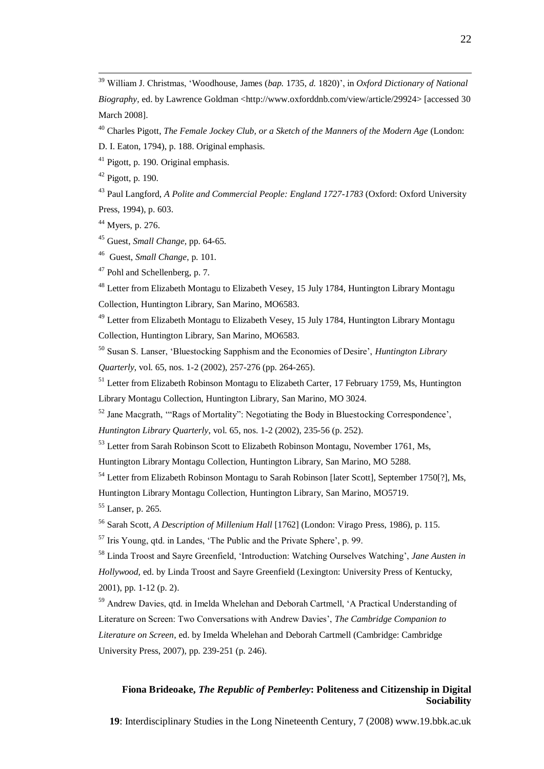[39] William J. Christmas, 'Woodhouse, James (*bap.* 1735, *d.* 1820)', in *Oxford Dictionary of National Biography*, ed. by Lawrence Goldman <http://www.oxforddnb.com/view/article/29924> [accessed 30 March 2008].

[40] Charles Pigott, *The Female Jockey Club, or a Sketch of the Manners of the Modern Age* (London: D. I. Eaton, 1794), p. 188. Original emphasis.

[41] Pigott, p. 190. Original emphasis.

[42] Pigott, p. 190.

[43] Paul Langford, *A Polite and Commercial People: England 1727-1783* (Oxford: Oxford University Press, 1994), p. 603.

[44] Myers, p. 276.

[45] Guest, *Small Change*, pp. 64-65.

[46] Guest, *Small Change*, p. 101.

[47] Pohl and Schellenberg, p. 7.

[48] Letter from Elizabeth Montagu to Elizabeth Vesey, 15 July 1784, Huntington Library Montagu Collection, Huntington Library, San Marino, MO6583.

[49] Letter from Elizabeth Montagu to Elizabeth Vesey, 15 July 1784, Huntington Library Montagu Collection, Huntington Library, San Marino, MO6583.

[50] Susan S. Lanser, 'Bluestocking Sapphism and the Economies of Desire', *Huntington Library Quarterly*, vol. 65, nos. 1-2 (2002), 257-276 (pp. 264-265).

[51] Letter from Elizabeth Robinson Montagu to Elizabeth Carter, 17 February 1759, Ms, Huntington Library Montagu Collection, Huntington Library, San Marino, MO 3024.

[52] Jane Macgrath, '"Rags of Mortality": Negotiating the Body in Bluestocking Correspondence', *Huntington Library Quarterly*, vol. 65, nos. 1-2 (2002), 235-56 (p. 252).

[53] Letter from Sarah Robinson Scott to Elizabeth Robinson Montagu, November 1761, Ms, Huntington Library Montagu Collection, Huntington Library, San Marino, MO 5288.

[54] Letter from Elizabeth Robinson Montagu to Sarah Robinson [later Scott], September 1750[?], Ms, Huntington Library Montagu Collection, Huntington Library, San Marino, MO5719.

[55] Lanser, p. 265.

[56] Sarah Scott, *A Description of Millenium Hall* [1762] (London: Virago Press, 1986), p. 115.

[57] Iris Young, qtd. in Landes, 'The Public and the Private Sphere', p. 99.

[58] Linda Troost and Sayre Greenfield, 'Introduction: Watching Ourselves Watching', *Jane Austen in Hollywood*, ed. by Linda Troost and Sayre Greenfield (Lexington: University Press of Kentucky, 2001), pp. 1-12 (p. 2).

[59] Andrew Davies, qtd. in Imelda Whelehan and Deborah Cartmell, 'A Practical Understanding of Literature on Screen: Two Conversations with Andrew Davies', *The Cambridge Companion to Literature on Screen*, ed. by Imelda Whelehan and Deborah Cartmell (Cambridge: Cambridge University Press, 2007), pp. 239-251 (p. 246).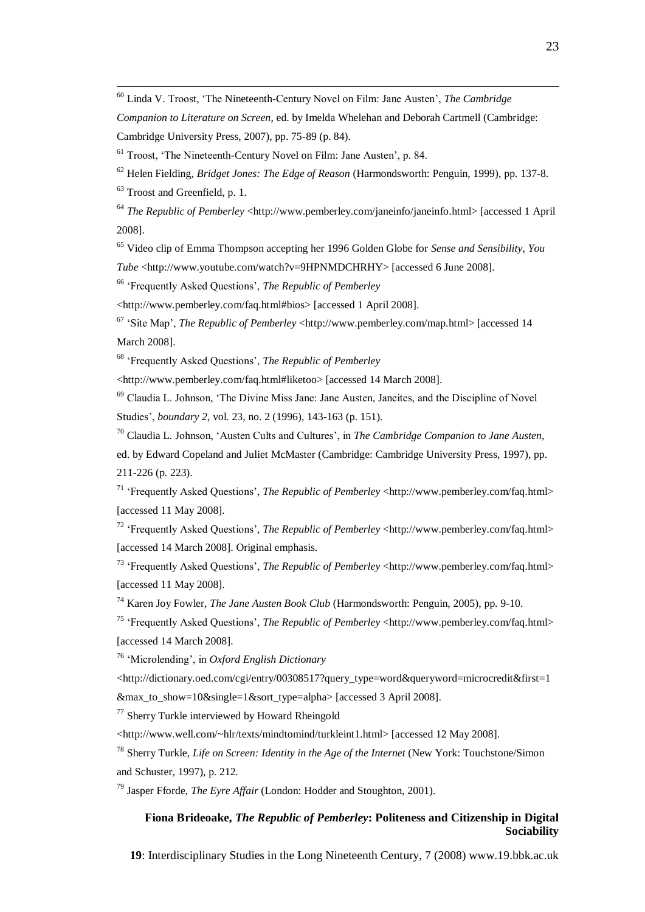[60] Linda V. Troost, 'The Nineteenth-Century Novel on Film: Jane Austen', *The Cambridge Companion to Literature on Screen*, ed. by Imelda Whelehan and Deborah Cartmell (Cambridge: Cambridge University Press, 2007), pp. 75-89 (p. 84).

[61] Troost, 'The Nineteenth-Century Novel on Film: Jane Austen', p. 84.

[62] Helen Fielding, *Bridget Jones: The Edge of Reason* (Harmondsworth: Penguin, 1999), pp. 137-8.

[63] Troost and Greenfield, p. 1.

[64] *The Republic of Pemberley* <http://www.pemberley.com/janeinfo/janeinfo.html> [accessed 1 April 2008].

[65] Video clip of Emma Thompson accepting her 1996 Golden Globe for *Sense and Sensibility*, *You Tube* <http://www.youtube.com/watch?v=9HPNMDCHRHY> [accessed 6 June 2008].

[66] 'Frequently Asked Questions', *The Republic of Pemberley* <http://www.pemberley.com/faq.html#bios> [accessed 1 April 2008].

[67] 'Site Map', *The Republic of Pemberley* <http://www.pemberley.com/map.html> [accessed 14 March 2008].

[68] 'Frequently Asked Questions', *The Republic of Pemberley* <http://www.pemberley.com/faq.html#liketoo> [accessed 14 March 2008].

[69] Claudia L. Johnson, 'The Divine Miss Jane: Jane Austen, Janeites, and the Discipline of Novel Studies', *boundary 2*, vol. 23, no. 2 (1996), 143-163 (p. 151).

[70] Claudia L. Johnson, 'Austen Cults and Cultures', in *The Cambridge Companion to Jane Austen*, ed. by Edward Copeland and Juliet McMaster (Cambridge: Cambridge University Press, 1997), pp. 211-226 (p. 223).

[71] 'Frequently Asked Questions', *The Republic of Pemberley* <http://www.pemberley.com/faq.html> [accessed 11 May 2008].

[72] 'Frequently Asked Questions', *The Republic of Pemberley* <http://www.pemberley.com/faq.html> [accessed 14 March 2008]. Original emphasis.

[73] 'Frequently Asked Questions', *The Republic of Pemberley* <http://www.pemberley.com/faq.html> [accessed 11 May 2008].

[74] Karen Joy Fowler, *The Jane Austen Book Club* (Harmondsworth: Penguin, 2005), pp. 9-10.

[75] 'Frequently Asked Questions', *The Republic of Pemberley* <http://www.pemberley.com/faq.html> [accessed 14 March 2008].

[76] 'Microlending', in *Oxford English Dictionary* <http://dictionary.oed.com/cgi/entry/00308517?query_type=word&queryword=microcredit&first=1&max_to_show=10&single=1&sort_type=alpha> [accessed 3 April 2008].

[77] Sherry Turkle interviewed by Howard Rheingold <http://www.well.com/~hlr/texts/mindtomind/turkleint1.html> [accessed 12 May 2008].

[78] Sherry Turkle, *Life on Screen: Identity in the Age of the Internet* (New York: Touchstone/Simon and Schuster, 1997), p. 212.

[79] Jasper Fforde, *The Eyre Affair* (London: Hodder and Stoughton, 2001).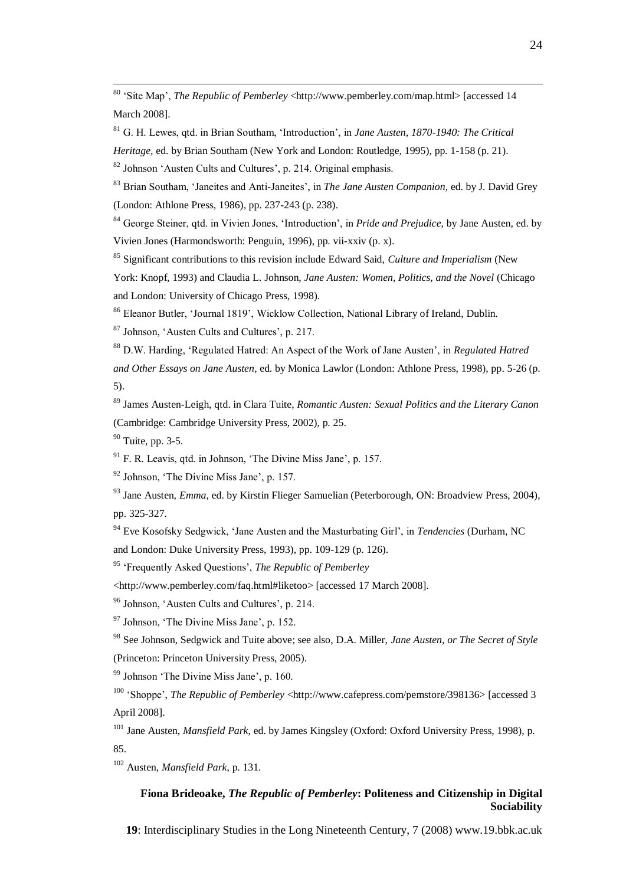[80] 'Site Map', *The Republic of Pemberley* <http://www.pemberley.com/map.html> [accessed 14 March 2008].

[81] G. H. Lewes, qtd. in Brian Southam, 'Introduction', in *Jane Austen, 1870-1940: The Critical Heritage*, ed. by Brian Southam (New York and London: Routledge, 1995), pp. 1-158 (p. 21).

[82] Johnson 'Austen Cults and Cultures', p. 214. Original emphasis.

[83] Brian Southam, 'Janeites and Anti-Janeites', in *The Jane Austen Companion*, ed. by J. David Grey (London: Athlone Press, 1986), pp. 237-243 (p. 238).

[84] George Steiner, qtd. in Vivien Jones, 'Introduction', in *Pride and Prejudice*, by Jane Austen, ed. by Vivien Jones (Harmondsworth: Penguin, 1996), pp. vii-xxiv (p. x).

[85] Significant contributions to this revision include Edward Said, *Culture and Imperialism* (New York: Knopf, 1993) and Claudia L. Johnson, *Jane Austen: Women, Politics, and the Novel* (Chicago and London: University of Chicago Press, 1998).

[86] Eleanor Butler, 'Journal 1819', Wicklow Collection, National Library of Ireland, Dublin.

[87] Johnson, 'Austen Cults and Cultures', p. 217.

[88] D.W. Harding, 'Regulated Hatred: An Aspect of the Work of Jane Austen', in *Regulated Hatred and Other Essays on Jane Austen*, ed. by Monica Lawlor (London: Athlone Press, 1998), pp. 5-26 (p. 5).

[89] James Austen-Leigh, qtd. in Clara Tuite, *Romantic Austen: Sexual Politics and the Literary Canon* (Cambridge: Cambridge University Press, 2002), p. 25.

[90] Tuite, pp. 3-5.

[91] F. R. Leavis, qtd. in Johnson, 'The Divine Miss Jane', p. 157.

[92] Johnson, 'The Divine Miss Jane', p. 157.

[93] Jane Austen, *Emma*, ed. by Kirstin Flieger Samuelian (Peterborough, ON: Broadview Press, 2004), pp. 325-327.

[94] Eve Kosofsky Sedgwick, 'Jane Austen and the Masturbating Girl', in *Tendencies* (Durham, NC and London: Duke University Press, 1993), pp. 109-129 (p. 126).

[95] 'Frequently Asked Questions', *The Republic of Pemberley* <http://www.pemberley.com/faq.html#liketoo> [accessed 17 March 2008].

[96] Johnson, 'Austen Cults and Cultures', p. 214.

[97] Johnson, 'The Divine Miss Jane', p. 152.

[98] See Johnson, Sedgwick and Tuite above; see also, D.A. Miller, *Jane Austen, or The Secret of Style* (Princeton: Princeton University Press, 2005).

[99] Johnson 'The Divine Miss Jane', p. 160.

[100] 'Shoppe', *The Republic of Pemberley* <http://www.cafepress.com/pemstore/398136> [accessed 3 April 2008].

[101] Jane Austen, *Mansfield Park*, ed. by James Kingsley (Oxford: Oxford University Press, 1998), p. 85.

[102] Austen, *Mansfield Park*, p. 131.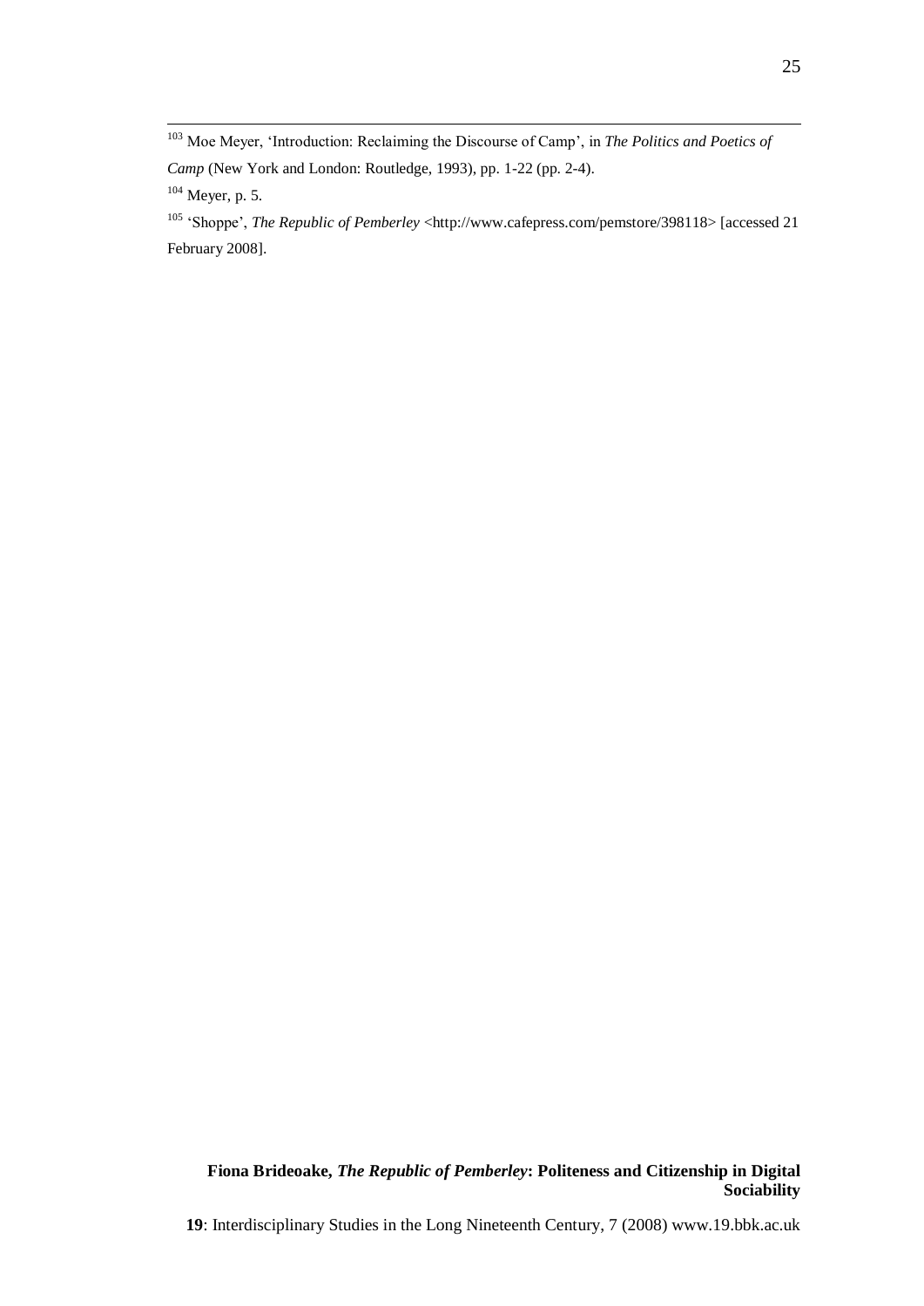[103] Moe Meyer, 'Introduction: Reclaiming the Discourse of Camp', in *The Politics and Poetics of Camp* (New York and London: Routledge, 1993), pp. 1-22 (pp. 2-4).

[104] Meyer, p. 5.

[105] 'Shoppe', *The Republic of Pemberley* <http://www.cafepress.com/pemstore/398118> [accessed 21 February 2008].